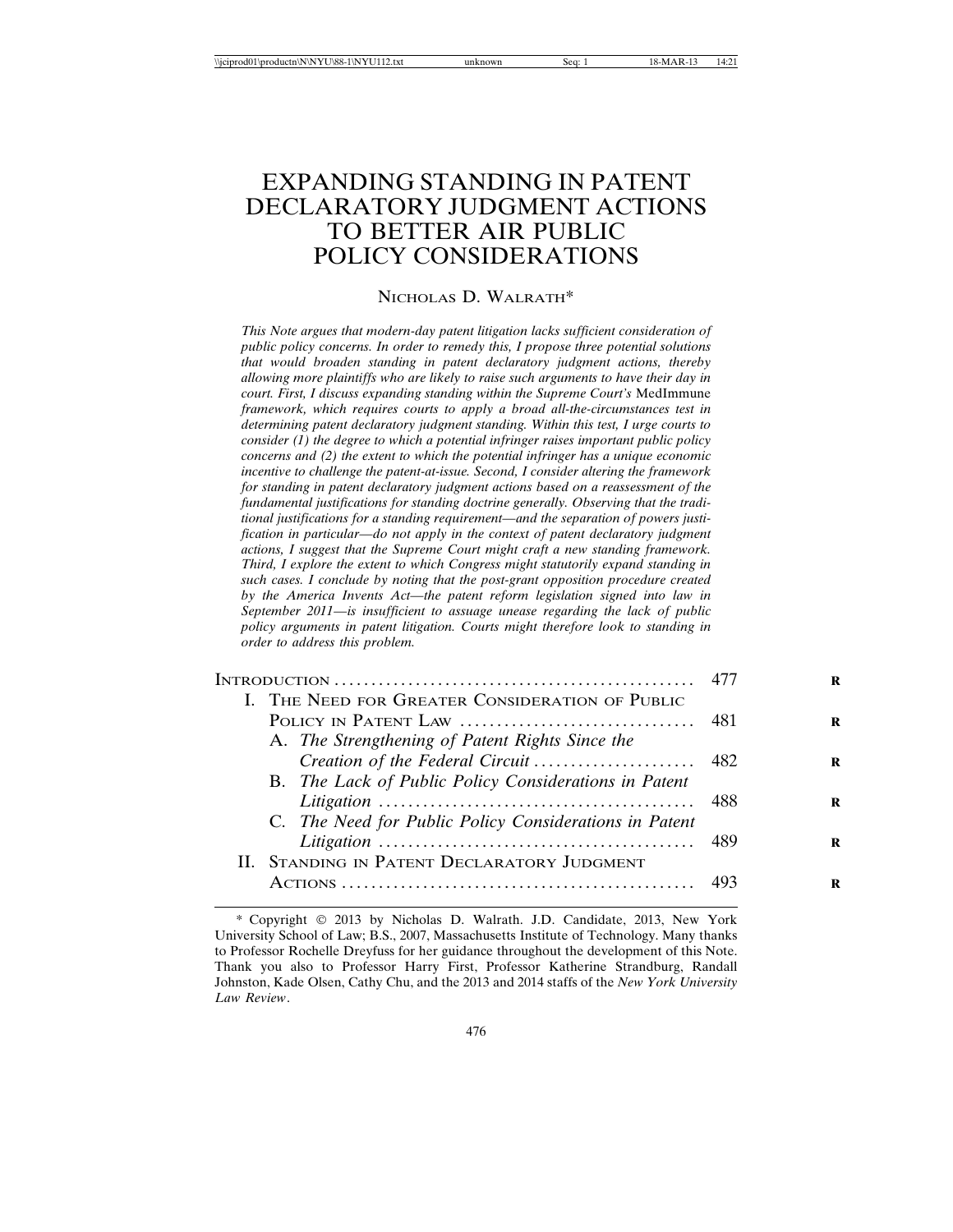# EXPANDING STANDING IN PATENT DECLARATORY JUDGMENT ACTIONS TO BETTER AIR PUBLIC POLICY CONSIDERATIONS

NICHOLAS D. WALRATH*

*This Note argues that modern-day patent litigation lacks sufficient consideration of public policy concerns. In order to remedy this, I propose three potential solutions that would broaden standing in patent declaratory judgment actions, thereby allowing more plaintiffs who are likely to raise such arguments to have their day in court. First, I discuss expanding standing within the Supreme Court's* MedImmune *framework, which requires courts to apply a broad all-the-circumstances test in determining patent declaratory judgment standing. Within this test, I urge courts to consider (1) the degree to which a potential infringer raises important public policy concerns and (2) the extent to which the potential infringer has a unique economic incentive to challenge the patent-at-issue. Second, I consider altering the framework for standing in patent declaratory judgment actions based on a reassessment of the fundamental justifications for standing doctrine generally. Observing that the traditional justifications for a standing requirement—and the separation of powers justification in particular—do not apply in the context of patent declaratory judgment actions, I suggest that the Supreme Court might craft a new standing framework. Third, I explore the extent to which Congress might statutorily expand standing in such cases. I conclude by noting that the post-grant opposition procedure created by the America Invents Act—the patent reform legislation signed into law in September 2011—is insufficient to assuage unease regarding the lack of public policy arguments in patent litigation. Courts might therefore look to standing in order to address this problem.*

| | |
|---|---|
| INTRODUCTION | 477 |
| I. THE NEED FOR GREATER CONSIDERATION OF PUBLIC POLICY IN PATENT LAW | 481 |
| A. *The Strengthening of Patent Rights Since the Creation of the Federal Circuit* | 482 |
| B. *The Lack of Public Policy Considerations in Patent Litigation* | 488 |
| C. *The Need for Public Policy Considerations in Patent Litigation* | 489 |
| II. STANDING IN PATENT DECLARATORY JUDGMENT ACTIONS | 493 |

\* Copyright © 2013 by Nicholas D. Walrath. J.D. Candidate, 2013, New York University School of Law; B.S., 2007, Massachusetts Institute of Technology. Many thanks to Professor Rochelle Dreyfuss for her guidance throughout the development of this Note. Thank you also to Professor Harry First, Professor Katherine Strandburg, Randall Johnston, Kade Olsen, Cathy Chu, and the 2013 and 2014 staffs of the *New York University Law Review*.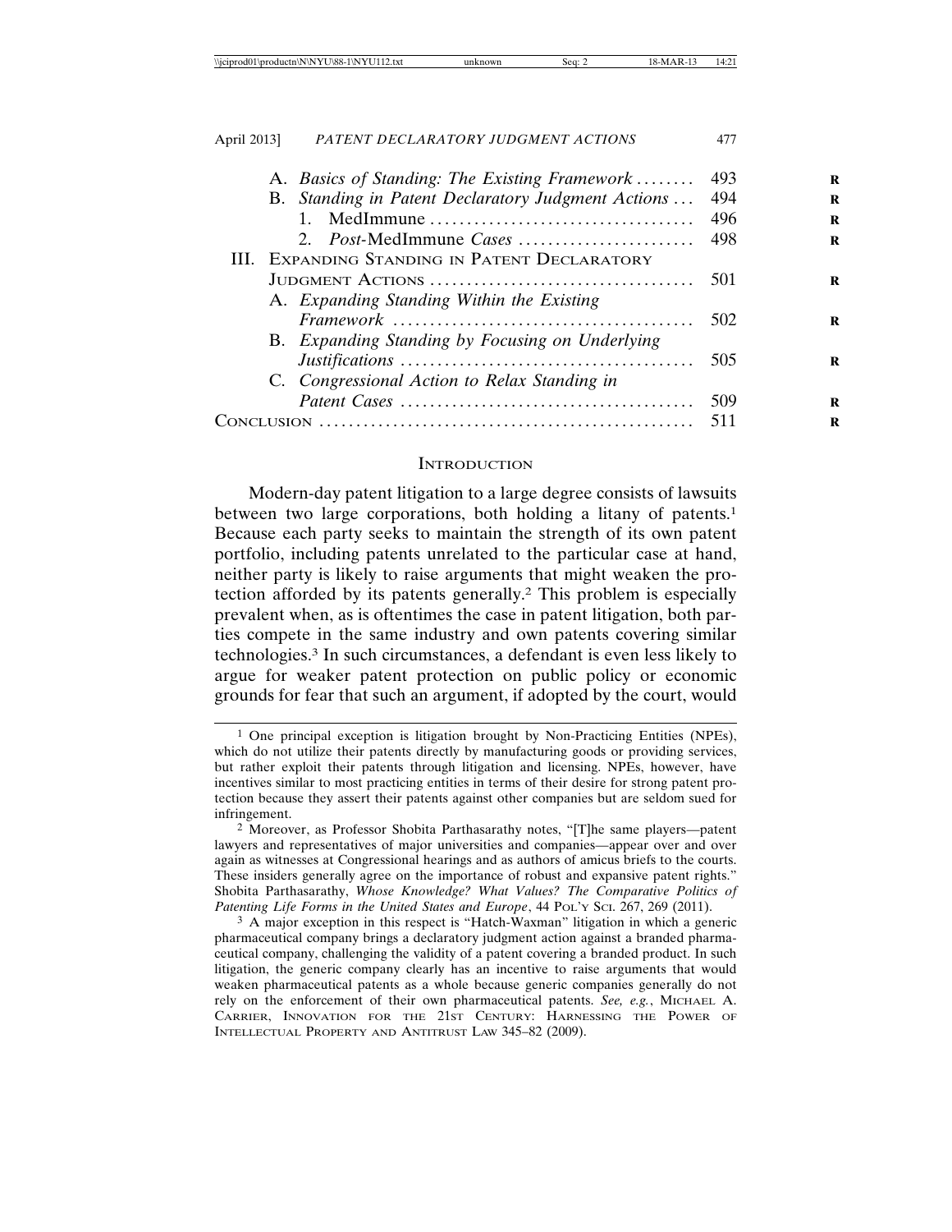A. *Basics of Standing: The Existing Framework* ........ 493
B. *Standing in Patent Declaratory Judgment Actions* ... 494
  1. MedImmune ........ 496
  2. *Post-*MedImmune *Cases* ........ 498

III. Expanding Standing in Patent Declaratory Judgment Actions ........ 501
A. *Expanding Standing Within the Existing Framework* ........ 502
B. *Expanding Standing by Focusing on Underlying Justifications* ........ 505
C. *Congressional Action to Relax Standing in Patent Cases* ........ 509

Conclusion ........ 511

## Introduction

Modern-day patent litigation to a large degree consists of lawsuits between two large corporations, both holding a litany of patents.[1] Because each party seeks to maintain the strength of its own patent portfolio, including patents unrelated to the particular case at hand, neither party is likely to raise arguments that might weaken the protection afforded by its patents generally.[2] This problem is especially prevalent when, as is oftentimes the case in patent litigation, both parties compete in the same industry and own patents covering similar technologies.[3] In such circumstances, a defendant is even less likely to argue for weaker patent protection on public policy or economic grounds for fear that such an argument, if adopted by the court, would

---

[1] One principal exception is litigation brought by Non-Practicing Entities (NPEs), which do not utilize their patents directly by manufacturing goods or providing services, but rather exploit their patents through litigation and licensing. NPEs, however, have incentives similar to most practicing entities in terms of their desire for strong patent protection because they assert their patents against other companies but are seldom sued for infringement.

[2] Moreover, as Professor Shobita Parthasarathy notes, "[T]he same players—patent lawyers and representatives of major universities and companies—appear over and over again as witnesses at Congressional hearings and as authors of amicus briefs to the courts. These insiders generally agree on the importance of robust and expansive patent rights." Shobita Parthasarathy, *Whose Knowledge? What Values? The Comparative Politics of Patenting Life Forms in the United States and Europe*, 44 Pol'y Sci. 267, 269 (2011).

[3] A major exception in this respect is "Hatch-Waxman" litigation in which a generic pharmaceutical company brings a declaratory judgment action against a branded pharmaceutical company, challenging the validity of a patent covering a branded product. In such litigation, the generic company clearly has an incentive to raise arguments that would weaken pharmaceutical patents as a whole because generic companies generally do not rely on the enforcement of their own pharmaceutical patents. *See, e.g.*, Michael A. Carrier, Innovation for the 21st Century: Harnessing the Power of Intellectual Property and Antitrust Law 345–82 (2009).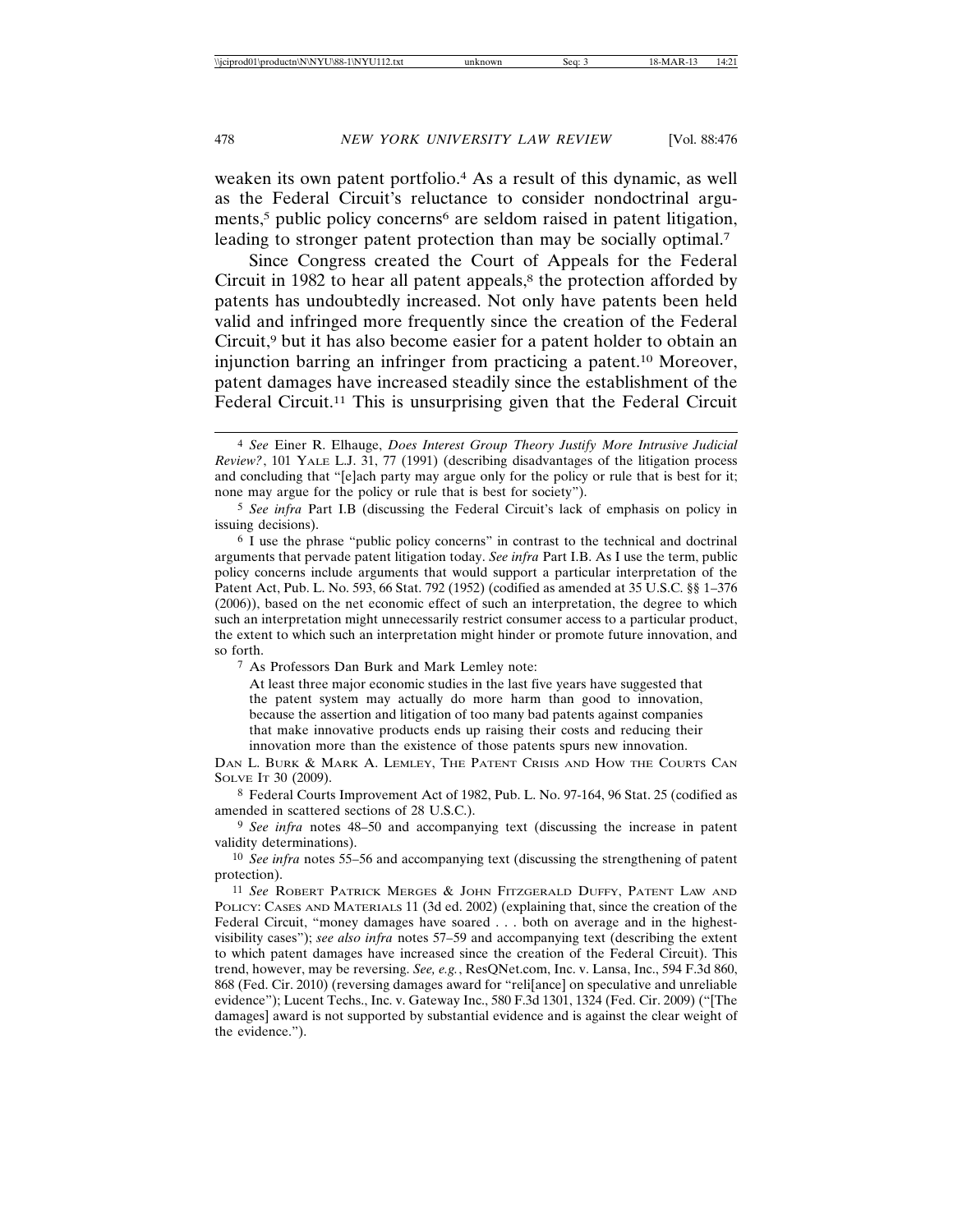weaken its own patent portfolio.[4] As a result of this dynamic, as well as the Federal Circuit's reluctance to consider nondoctrinal arguments,[5] public policy concerns[6] are seldom raised in patent litigation, leading to stronger patent protection than may be socially optimal.[7]

Since Congress created the Court of Appeals for the Federal Circuit in 1982 to hear all patent appeals,[8] the protection afforded by patents has undoubtedly increased. Not only have patents been held valid and infringed more frequently since the creation of the Federal Circuit,[9] but it has also become easier for a patent holder to obtain an injunction barring an infringer from practicing a patent.[10] Moreover, patent damages have increased steadily since the establishment of the Federal Circuit.[11] This is unsurprising given that the Federal Circuit

---

[4] *See* Einer R. Elhauge, *Does Interest Group Theory Justify More Intrusive Judicial Review?*, 101 YALE L.J. 31, 77 (1991) (describing disadvantages of the litigation process and concluding that "[e]ach party may argue only for the policy or rule that is best for it; none may argue for the policy or rule that is best for society").

[5] *See infra* Part I.B (discussing the Federal Circuit's lack of emphasis on policy in issuing decisions).

[6] I use the phrase "public policy concerns" in contrast to the technical and doctrinal arguments that pervade patent litigation today. *See infra* Part I.B. As I use the term, public policy concerns include arguments that would support a particular interpretation of the Patent Act, Pub. L. No. 593, 66 Stat. 792 (1952) (codified as amended at 35 U.S.C. §§ 1–376 (2006)), based on the net economic effect of such an interpretation, the degree to which such an interpretation might unnecessarily restrict consumer access to a particular product, the extent to which such an interpretation might hinder or promote future innovation, and so forth.

[7] As Professors Dan Burk and Mark Lemley note:

> At least three major economic studies in the last five years have suggested that the patent system may actually do more harm than good to innovation, because the assertion and litigation of too many bad patents against companies that make innovative products ends up raising their costs and reducing their innovation more than the existence of those patents spurs new innovation.

DAN L. BURK & MARK A. LEMLEY, THE PATENT CRISIS AND HOW THE COURTS CAN SOLVE IT 30 (2009).

[8] Federal Courts Improvement Act of 1982, Pub. L. No. 97-164, 96 Stat. 25 (codified as amended in scattered sections of 28 U.S.C.).

[9] *See infra* notes 48–50 and accompanying text (discussing the increase in patent validity determinations).

[10] *See infra* notes 55–56 and accompanying text (discussing the strengthening of patent protection).

[11] *See* ROBERT PATRICK MERGES & JOHN FITZGERALD DUFFY, PATENT LAW AND POLICY: CASES AND MATERIALS 11 (3d ed. 2002) (explaining that, since the creation of the Federal Circuit, "money damages have soared . . . both on average and in the highest-visibility cases"); *see also infra* notes 57–59 and accompanying text (describing the extent to which patent damages have increased since the creation of the Federal Circuit). This trend, however, may be reversing. *See, e.g.*, ResQNet.com, Inc. v. Lansa, Inc., 594 F.3d 860, 868 (Fed. Cir. 2010) (reversing damages award for "reli[ance] on speculative and unreliable evidence"); Lucent Techs., Inc. v. Gateway Inc., 580 F.3d 1301, 1324 (Fed. Cir. 2009) ("[The damages] award is not supported by substantial evidence and is against the clear weight of the evidence.").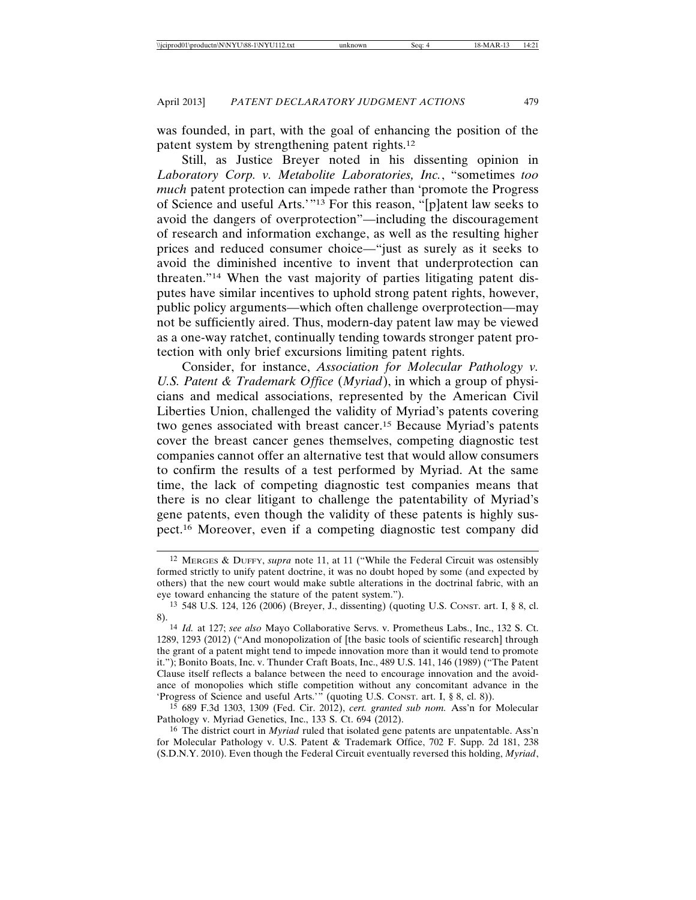was founded, in part, with the goal of enhancing the position of the patent system by strengthening patent rights.[12]

Still, as Justice Breyer noted in his dissenting opinion in *Laboratory Corp. v. Metabolite Laboratories, Inc.*, "sometimes *too much* patent protection can impede rather than 'promote the Progress of Science and useful Arts.'"[13] For this reason, "[p]atent law seeks to avoid the dangers of overprotection"—including the discouragement of research and information exchange, as well as the resulting higher prices and reduced consumer choice—"just as surely as it seeks to avoid the diminished incentive to invent that underprotection can threaten."[14] When the vast majority of parties litigating patent disputes have similar incentives to uphold strong patent rights, however, public policy arguments—which often challenge overprotection—may not be sufficiently aired. Thus, modern-day patent law may be viewed as a one-way ratchet, continually tending towards stronger patent protection with only brief excursions limiting patent rights.

Consider, for instance, *Association for Molecular Pathology v. U.S. Patent & Trademark Office* (*Myriad*), in which a group of physicians and medical associations, represented by the American Civil Liberties Union, challenged the validity of Myriad's patents covering two genes associated with breast cancer.[15] Because Myriad's patents cover the breast cancer genes themselves, competing diagnostic test companies cannot offer an alternative test that would allow consumers to confirm the results of a test performed by Myriad. At the same time, the lack of competing diagnostic test companies means that there is no clear litigant to challenge the patentability of Myriad's gene patents, even though the validity of these patents is highly suspect.[16] Moreover, even if a competing diagnostic test company did

---

[12] MERGES & DUFFY, *supra* note 11, at 11 ("While the Federal Circuit was ostensibly formed strictly to unify patent doctrine, it was no doubt hoped by some (and expected by others) that the new court would make subtle alterations in the doctrinal fabric, with an eye toward enhancing the stature of the patent system.").

[13] 548 U.S. 124, 126 (2006) (Breyer, J., dissenting) (quoting U.S. CONST. art. I, § 8, cl. 8).

[14] *Id.* at 127; *see also* Mayo Collaborative Servs. v. Prometheus Labs., Inc., 132 S. Ct. 1289, 1293 (2012) ("And monopolization of [the basic tools of scientific research] through the grant of a patent might tend to impede innovation more than it would tend to promote it."); Bonito Boats, Inc. v. Thunder Craft Boats, Inc., 489 U.S. 141, 146 (1989) ("The Patent Clause itself reflects a balance between the need to encourage innovation and the avoidance of monopolies which stifle competition without any concomitant advance in the 'Progress of Science and useful Arts.'" (quoting U.S. CONST. art. I, § 8, cl. 8)).

[15] 689 F.3d 1303, 1309 (Fed. Cir. 2012), *cert. granted sub nom.* Ass'n for Molecular Pathology v. Myriad Genetics, Inc., 133 S. Ct. 694 (2012).

[16] The district court in *Myriad* ruled that isolated gene patents are unpatentable. Ass'n for Molecular Pathology v. U.S. Patent & Trademark Office, 702 F. Supp. 2d 181, 238 (S.D.N.Y. 2010). Even though the Federal Circuit eventually reversed this holding, *Myriad*,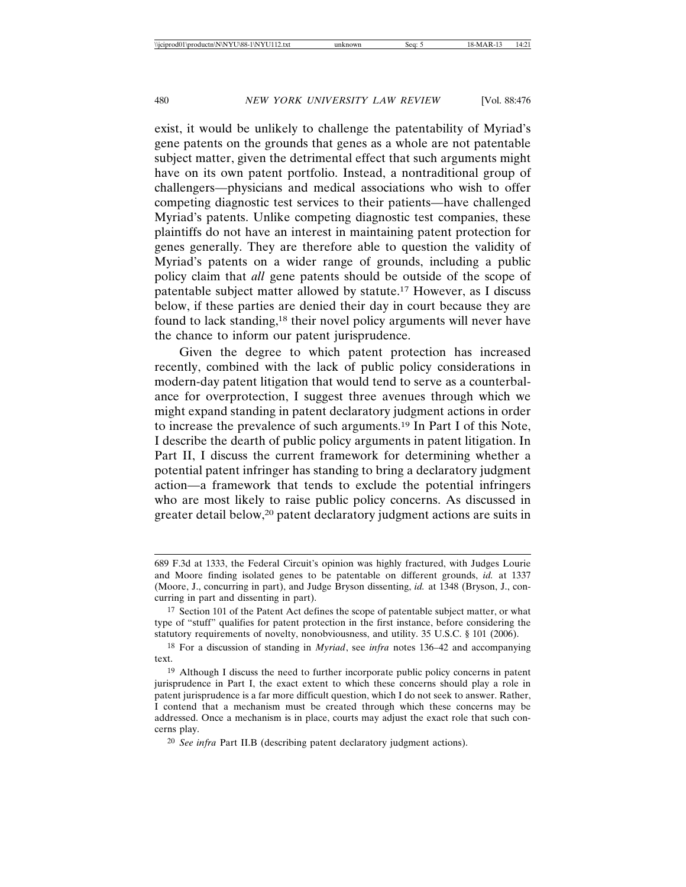exist, it would be unlikely to challenge the patentability of Myriad's gene patents on the grounds that genes as a whole are not patentable subject matter, given the detrimental effect that such arguments might have on its own patent portfolio. Instead, a nontraditional group of challengers—physicians and medical associations who wish to offer competing diagnostic test services to their patients—have challenged Myriad's patents. Unlike competing diagnostic test companies, these plaintiffs do not have an interest in maintaining patent protection for genes generally. They are therefore able to question the validity of Myriad's patents on a wider range of grounds, including a public policy claim that *all* gene patents should be outside of the scope of patentable subject matter allowed by statute.[17] However, as I discuss below, if these parties are denied their day in court because they are found to lack standing,[18] their novel policy arguments will never have the chance to inform our patent jurisprudence.

Given the degree to which patent protection has increased recently, combined with the lack of public policy considerations in modern-day patent litigation that would tend to serve as a counterbalance for overprotection, I suggest three avenues through which we might expand standing in patent declaratory judgment actions in order to increase the prevalence of such arguments.[19] In Part I of this Note, I describe the dearth of public policy arguments in patent litigation. In Part II, I discuss the current framework for determining whether a potential patent infringer has standing to bring a declaratory judgment action—a framework that tends to exclude the potential infringers who are most likely to raise public policy concerns. As discussed in greater detail below,[20] patent declaratory judgment actions are suits in

---

689 F.3d at 1333, the Federal Circuit's opinion was highly fractured, with Judges Lourie and Moore finding isolated genes to be patentable on different grounds, *id.* at 1337 (Moore, J., concurring in part), and Judge Bryson dissenting, *id.* at 1348 (Bryson, J., concurring in part and dissenting in part).

[17] Section 101 of the Patent Act defines the scope of patentable subject matter, or what type of "stuff" qualifies for patent protection in the first instance, before considering the statutory requirements of novelty, nonobviousness, and utility. 35 U.S.C. § 101 (2006).

[18] For a discussion of standing in *Myriad*, see *infra* notes 136–42 and accompanying text.

[19] Although I discuss the need to further incorporate public policy concerns in patent jurisprudence in Part I, the exact extent to which these concerns should play a role in patent jurisprudence is a far more difficult question, which I do not seek to answer. Rather, I contend that a mechanism must be created through which these concerns may be addressed. Once a mechanism is in place, courts may adjust the exact role that such concerns play.

[20] *See infra* Part II.B (describing patent declaratory judgment actions).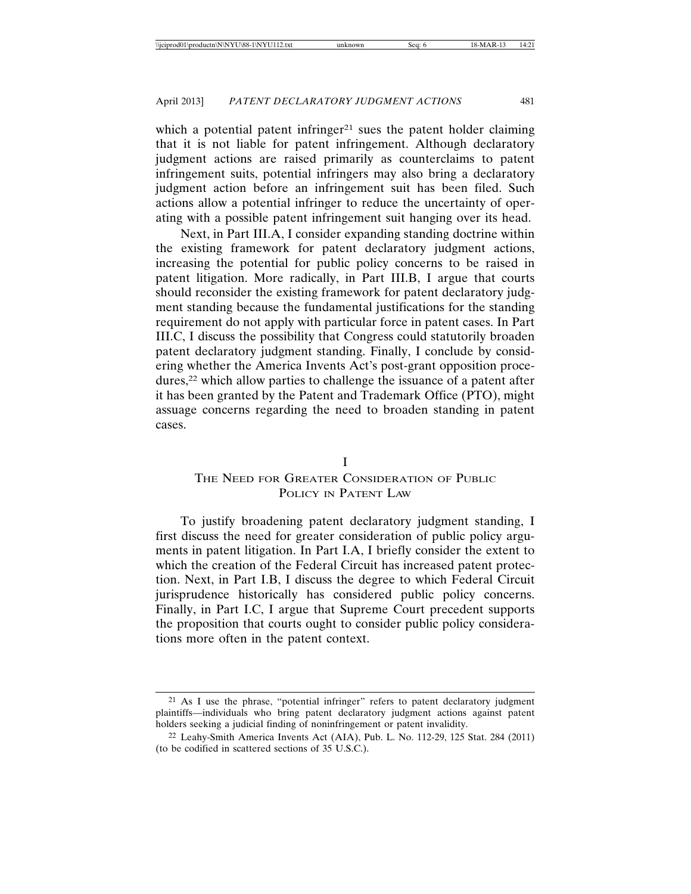which a potential patent infringer[21] sues the patent holder claiming that it is not liable for patent infringement. Although declaratory judgment actions are raised primarily as counterclaims to patent infringement suits, potential infringers may also bring a declaratory judgment action before an infringement suit has been filed. Such actions allow a potential infringer to reduce the uncertainty of operating with a possible patent infringement suit hanging over its head.

Next, in Part III.A, I consider expanding standing doctrine within the existing framework for patent declaratory judgment actions, increasing the potential for public policy concerns to be raised in patent litigation. More radically, in Part III.B, I argue that courts should reconsider the existing framework for patent declaratory judgment standing because the fundamental justifications for the standing requirement do not apply with particular force in patent cases. In Part III.C, I discuss the possibility that Congress could statutorily broaden patent declaratory judgment standing. Finally, I conclude by considering whether the America Invents Act's post-grant opposition procedures,[22] which allow parties to challenge the issuance of a patent after it has been granted by the Patent and Trademark Office (PTO), might assuage concerns regarding the need to broaden standing in patent cases.

# I
# THE NEED FOR GREATER CONSIDERATION OF PUBLIC POLICY IN PATENT LAW

To justify broadening patent declaratory judgment standing, I first discuss the need for greater consideration of public policy arguments in patent litigation. In Part I.A, I briefly consider the extent to which the creation of the Federal Circuit has increased patent protection. Next, in Part I.B, I discuss the degree to which Federal Circuit jurisprudence historically has considered public policy concerns. Finally, in Part I.C, I argue that Supreme Court precedent supports the proposition that courts ought to consider public policy considerations more often in the patent context.

---

[21] As I use the phrase, "potential infringer" refers to patent declaratory judgment plaintiffs—individuals who bring patent declaratory judgment actions against patent holders seeking a judicial finding of noninfringement or patent invalidity.

[22] Leahy-Smith America Invents Act (AIA), Pub. L. No. 112-29, 125 Stat. 284 (2011) (to be codified in scattered sections of 35 U.S.C.).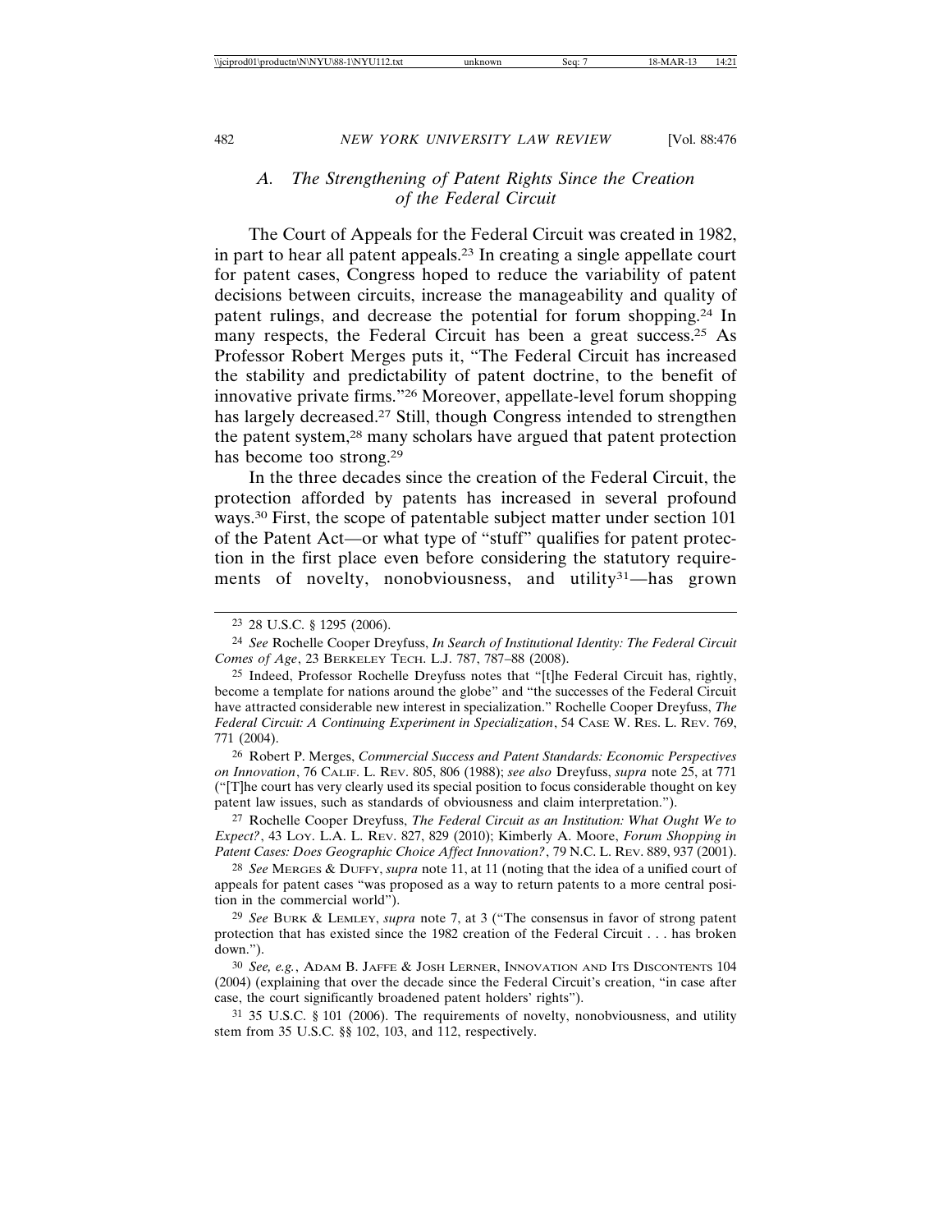### A. The Strengthening of Patent Rights Since the Creation of the Federal Circuit

The Court of Appeals for the Federal Circuit was created in 1982, in part to hear all patent appeals.[23] In creating a single appellate court for patent cases, Congress hoped to reduce the variability of patent decisions between circuits, increase the manageability and quality of patent rulings, and decrease the potential for forum shopping.[24] In many respects, the Federal Circuit has been a great success.[25] As Professor Robert Merges puts it, "The Federal Circuit has increased the stability and predictability of patent doctrine, to the benefit of innovative private firms."[26] Moreover, appellate-level forum shopping has largely decreased.[27] Still, though Congress intended to strengthen the patent system,[28] many scholars have argued that patent protection has become too strong.[29]

In the three decades since the creation of the Federal Circuit, the protection afforded by patents has increased in several profound ways.[30] First, the scope of patentable subject matter under section 101 of the Patent Act—or what type of "stuff" qualifies for patent protection in the first place even before considering the statutory requirements of novelty, nonobviousness, and utility[31]—has grown

---

[23] 28 U.S.C. § 1295 (2006).

[24] *See* Rochelle Cooper Dreyfuss, *In Search of Institutional Identity: The Federal Circuit Comes of Age*, 23 BERKELEY TECH. L.J. 787, 787–88 (2008).

[25] Indeed, Professor Rochelle Dreyfuss notes that "[t]he Federal Circuit has, rightly, become a template for nations around the globe" and "the successes of the Federal Circuit have attracted considerable new interest in specialization." Rochelle Cooper Dreyfuss, *The Federal Circuit: A Continuing Experiment in Specialization*, 54 CASE W. RES. L. REV. 769, 771 (2004).

[26] Robert P. Merges, *Commercial Success and Patent Standards: Economic Perspectives on Innovation*, 76 CALIF. L. REV. 805, 806 (1988); *see also* Dreyfuss, *supra* note 25, at 771 ("[T]he court has very clearly used its special position to focus considerable thought on key patent law issues, such as standards of obviousness and claim interpretation.").

[27] Rochelle Cooper Dreyfuss, *The Federal Circuit as an Institution: What Ought We to Expect?*, 43 LOY. L.A. L. REV. 827, 829 (2010); Kimberly A. Moore, *Forum Shopping in Patent Cases: Does Geographic Choice Affect Innovation?*, 79 N.C. L. REV. 889, 937 (2001).

[28] *See* MERGES & DUFFY, *supra* note 11, at 11 (noting that the idea of a unified court of appeals for patent cases "was proposed as a way to return patents to a more central position in the commercial world").

[29] *See* BURK & LEMLEY, *supra* note 7, at 3 ("The consensus in favor of strong patent protection that has existed since the 1982 creation of the Federal Circuit . . . has broken down.").

[30] *See, e.g.*, ADAM B. JAFFE & JOSH LERNER, INNOVATION AND ITS DISCONTENTS 104 (2004) (explaining that over the decade since the Federal Circuit's creation, "in case after case, the court significantly broadened patent holders' rights").

[31] 35 U.S.C. § 101 (2006). The requirements of novelty, nonobviousness, and utility stem from 35 U.S.C. §§ 102, 103, and 112, respectively.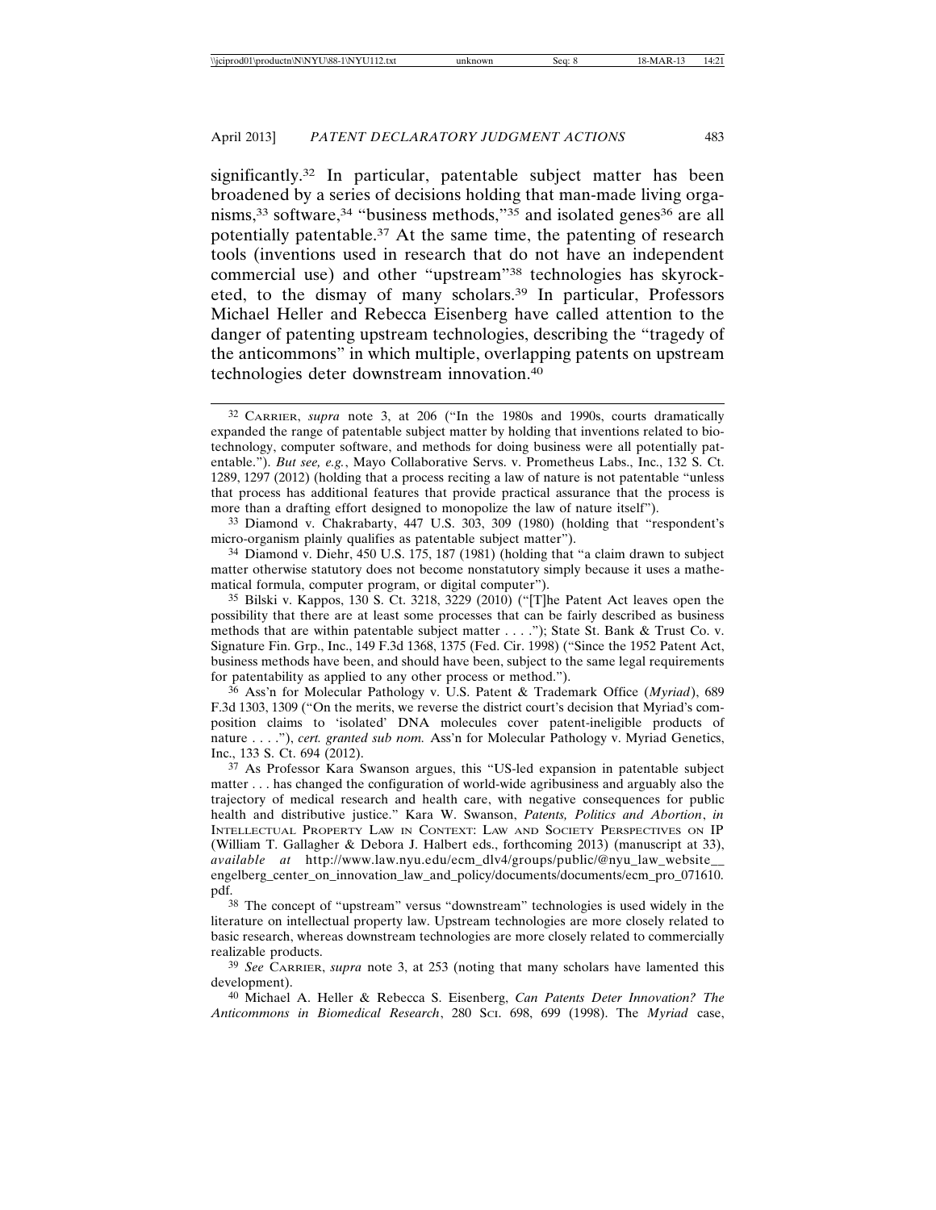significantly.[32] In particular, patentable subject matter has been broadened by a series of decisions holding that man-made living organisms,[33] software,[34] "business methods,"[35] and isolated genes[36] are all potentially patentable.[37] At the same time, the patenting of research tools (inventions used in research that do not have an independent commercial use) and other "upstream"[38] technologies has skyrocketed, to the dismay of many scholars.[39] In particular, Professors Michael Heller and Rebecca Eisenberg have called attention to the danger of patenting upstream technologies, describing the "tragedy of the anticommons" in which multiple, overlapping patents on upstream technologies deter downstream innovation.[40]

---

[32] CARRIER, *supra* note 3, at 206 ("In the 1980s and 1990s, courts dramatically expanded the range of patentable subject matter by holding that inventions related to biotechnology, computer software, and methods for doing business were all potentially patentable."). *But see, e.g.*, Mayo Collaborative Servs. v. Prometheus Labs., Inc., 132 S. Ct. 1289, 1297 (2012) (holding that a process reciting a law of nature is not patentable "unless that process has additional features that provide practical assurance that the process is more than a drafting effort designed to monopolize the law of nature itself").

[33] Diamond v. Chakrabarty, 447 U.S. 303, 309 (1980) (holding that "respondent's micro-organism plainly qualifies as patentable subject matter").

[34] Diamond v. Diehr, 450 U.S. 175, 187 (1981) (holding that "a claim drawn to subject matter otherwise statutory does not become nonstatutory simply because it uses a mathematical formula, computer program, or digital computer").

[35] Bilski v. Kappos, 130 S. Ct. 3218, 3229 (2010) ("[T]he Patent Act leaves open the possibility that there are at least some processes that can be fairly described as business methods that are within patentable subject matter . . . ."); State St. Bank & Trust Co. v. Signature Fin. Grp., Inc., 149 F.3d 1368, 1375 (Fed. Cir. 1998) ("Since the 1952 Patent Act, business methods have been, and should have been, subject to the same legal requirements for patentability as applied to any other process or method.").

[36] Ass'n for Molecular Pathology v. U.S. Patent & Trademark Office (*Myriad*), 689 F.3d 1303, 1309 ("On the merits, we reverse the district court's decision that Myriad's composition claims to 'isolated' DNA molecules cover patent-ineligible products of nature . . . ."), *cert. granted sub nom.* Ass'n for Molecular Pathology v. Myriad Genetics, Inc., 133 S. Ct. 694 (2012).

[37] As Professor Kara Swanson argues, this "US-led expansion in patentable subject matter . . . has changed the configuration of world-wide agribusiness and arguably also the trajectory of medical research and health care, with negative consequences for public health and distributive justice." Kara W. Swanson, *Patents, Politics and Abortion*, *in* INTELLECTUAL PROPERTY LAW IN CONTEXT: LAW AND SOCIETY PERSPECTIVES ON IP (William T. Gallagher & Debora J. Halbert eds., forthcoming 2013) (manuscript at 33), *available at* http://www.law.nyu.edu/ecm_dlv4/groups/public/@nyu_law_website__engelberg_center_on_innovation_law_and_policy/documents/documents/ecm_pro_071610.pdf.

[38] The concept of "upstream" versus "downstream" technologies is used widely in the literature on intellectual property law. Upstream technologies are more closely related to basic research, whereas downstream technologies are more closely related to commercially realizable products.

[39] *See* CARRIER, *supra* note 3, at 253 (noting that many scholars have lamented this development).

[40] Michael A. Heller & Rebecca S. Eisenberg, *Can Patents Deter Innovation? The Anticommons in Biomedical Research*, 280 SCI. 698, 699 (1998). The *Myriad* case,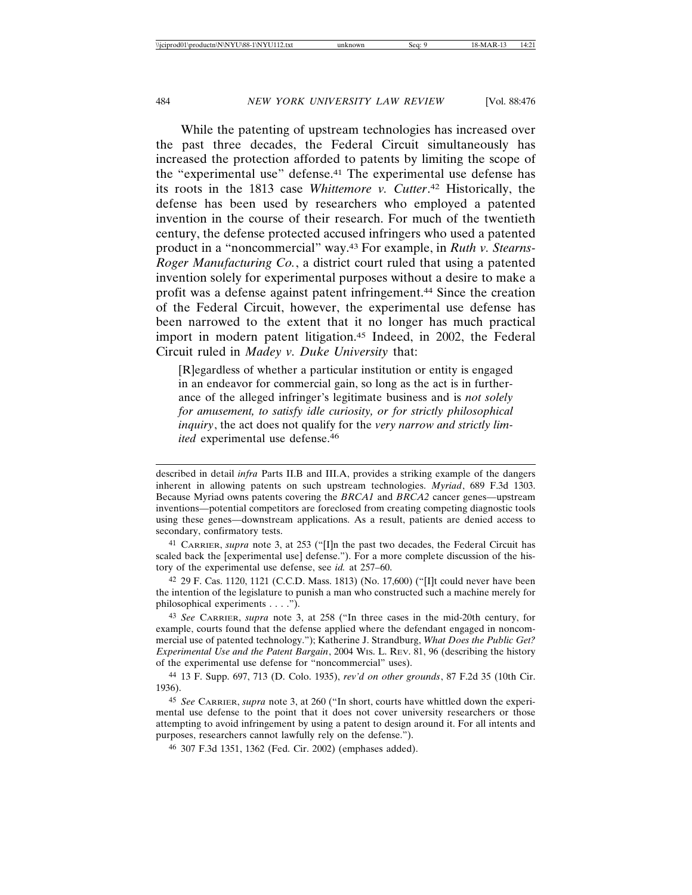While the patenting of upstream technologies has increased over the past three decades, the Federal Circuit simultaneously has increased the protection afforded to patents by limiting the scope of the "experimental use" defense.[41] The experimental use defense has its roots in the 1813 case *Whittemore v. Cutter*.[42] Historically, the defense has been used by researchers who employed a patented invention in the course of their research. For much of the twentieth century, the defense protected accused infringers who used a patented product in a "noncommercial" way.[43] For example, in *Ruth v. Stearns-Roger Manufacturing Co.*, a district court ruled that using a patented invention solely for experimental purposes without a desire to make a profit was a defense against patent infringement.[44] Since the creation of the Federal Circuit, however, the experimental use defense has been narrowed to the extent that it no longer has much practical import in modern patent litigation.[45] Indeed, in 2002, the Federal Circuit ruled in *Madey v. Duke University* that:

> [R]egardless of whether a particular institution or entity is engaged in an endeavor for commercial gain, so long as the act is in furtherance of the alleged infringer's legitimate business and is *not solely for amusement, to satisfy idle curiosity, or for strictly philosophical inquiry*, the act does not qualify for the *very narrow and strictly limited* experimental use defense.[46]

---

described in detail *infra* Parts II.B and III.A, provides a striking example of the dangers inherent in allowing patents on such upstream technologies. *Myriad*, 689 F.3d 1303. Because Myriad owns patents covering the *BRCA1* and *BRCA2* cancer genes—upstream inventions—potential competitors are foreclosed from creating competing diagnostic tools using these genes—downstream applications. As a result, patients are denied access to secondary, confirmatory tests.

[41] CARRIER, *supra* note 3, at 253 ("[I]n the past two decades, the Federal Circuit has scaled back the [experimental use] defense."). For a more complete discussion of the history of the experimental use defense, see *id.* at 257–60.

[42] 29 F. Cas. 1120, 1121 (C.C.D. Mass. 1813) (No. 17,600) ("[I]t could never have been the intention of the legislature to punish a man who constructed such a machine merely for philosophical experiments . . . .").

[43] *See* CARRIER, *supra* note 3, at 258 ("In three cases in the mid-20th century, for example, courts found that the defense applied where the defendant engaged in noncommercial use of patented technology."); Katherine J. Strandburg, *What Does the Public Get? Experimental Use and the Patent Bargain*, 2004 WIS. L. REV. 81, 96 (describing the history of the experimental use defense for "noncommercial" uses).

[44] 13 F. Supp. 697, 713 (D. Colo. 1935), *rev'd on other grounds*, 87 F.2d 35 (10th Cir. 1936).

[45] *See* CARRIER, *supra* note 3, at 260 ("In short, courts have whittled down the experimental use defense to the point that it does not cover university researchers or those attempting to avoid infringement by using a patent to design around it. For all intents and purposes, researchers cannot lawfully rely on the defense.").

[46] 307 F.3d 1351, 1362 (Fed. Cir. 2002) (emphases added).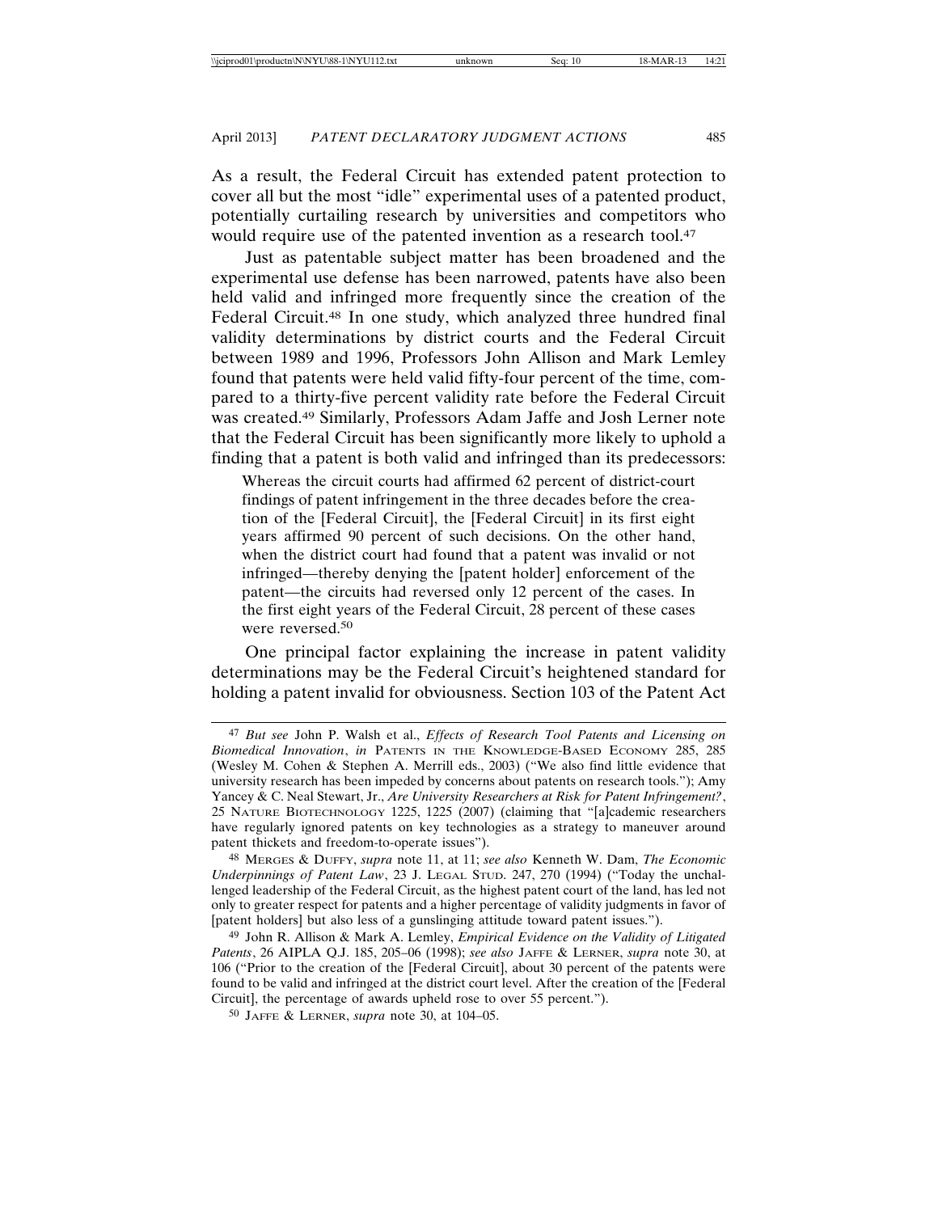As a result, the Federal Circuit has extended patent protection to cover all but the most "idle" experimental uses of a patented product, potentially curtailing research by universities and competitors who would require use of the patented invention as a research tool.[47]

Just as patentable subject matter has been broadened and the experimental use defense has been narrowed, patents have also been held valid and infringed more frequently since the creation of the Federal Circuit.[48] In one study, which analyzed three hundred final validity determinations by district courts and the Federal Circuit between 1989 and 1996, Professors John Allison and Mark Lemley found that patents were held valid fifty-four percent of the time, compared to a thirty-five percent validity rate before the Federal Circuit was created.[49] Similarly, Professors Adam Jaffe and Josh Lerner note that the Federal Circuit has been significantly more likely to uphold a finding that a patent is both valid and infringed than its predecessors:

> Whereas the circuit courts had affirmed 62 percent of district-court findings of patent infringement in the three decades before the creation of the [Federal Circuit], the [Federal Circuit] in its first eight years affirmed 90 percent of such decisions. On the other hand, when the district court had found that a patent was invalid or not infringed—thereby denying the [patent holder] enforcement of the patent—the circuits had reversed only 12 percent of the cases. In the first eight years of the Federal Circuit, 28 percent of these cases were reversed.[50]

One principal factor explaining the increase in patent validity determinations may be the Federal Circuit's heightened standard for holding a patent invalid for obviousness. Section 103 of the Patent Act

---

[47] *But see* John P. Walsh et al., *Effects of Research Tool Patents and Licensing on Biomedical Innovation*, *in* PATENTS IN THE KNOWLEDGE-BASED ECONOMY 285, 285 (Wesley M. Cohen & Stephen A. Merrill eds., 2003) ("We also find little evidence that university research has been impeded by concerns about patents on research tools."); Amy Yancey & C. Neal Stewart, Jr., *Are University Researchers at Risk for Patent Infringement?*, 25 NATURE BIOTECHNOLOGY 1225, 1225 (2007) (claiming that "[a]cademic researchers have regularly ignored patents on key technologies as a strategy to maneuver around patent thickets and freedom-to-operate issues").

[48] MERGES & DUFFY, *supra* note 11, at 11; *see also* Kenneth W. Dam, *The Economic Underpinnings of Patent Law*, 23 J. LEGAL STUD. 247, 270 (1994) ("Today the unchallenged leadership of the Federal Circuit, as the highest patent court of the land, has led not only to greater respect for patents and a higher percentage of validity judgments in favor of [patent holders] but also less of a gunslinging attitude toward patent issues.").

[49] John R. Allison & Mark A. Lemley, *Empirical Evidence on the Validity of Litigated Patents*, 26 AIPLA Q.J. 185, 205–06 (1998); *see also* JAFFE & LERNER, *supra* note 30, at 106 ("Prior to the creation of the [Federal Circuit], about 30 percent of the patents were found to be valid and infringed at the district court level. After the creation of the [Federal Circuit], the percentage of awards upheld rose to over 55 percent.").

[50] JAFFE & LERNER, *supra* note 30, at 104–05.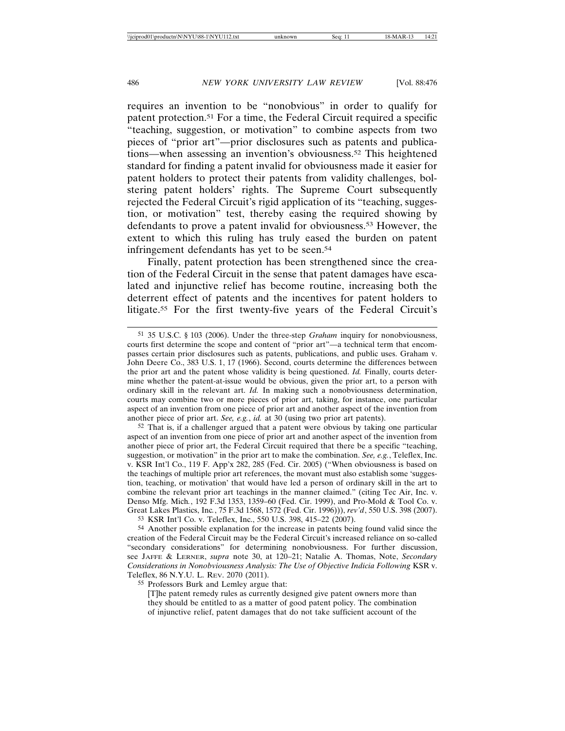requires an invention to be "nonobvious" in order to qualify for patent protection.[51] For a time, the Federal Circuit required a specific "teaching, suggestion, or motivation" to combine aspects from two pieces of "prior art"—prior disclosures such as patents and publications—when assessing an invention's obviousness.[52] This heightened standard for finding a patent invalid for obviousness made it easier for patent holders to protect their patents from validity challenges, bolstering patent holders' rights. The Supreme Court subsequently rejected the Federal Circuit's rigid application of its "teaching, suggestion, or motivation" test, thereby easing the required showing by defendants to prove a patent invalid for obviousness.[53] However, the extent to which this ruling has truly eased the burden on patent infringement defendants has yet to be seen.[54]

Finally, patent protection has been strengthened since the creation of the Federal Circuit in the sense that patent damages have escalated and injunctive relief has become routine, increasing both the deterrent effect of patents and the incentives for patent holders to litigate.[55] For the first twenty-five years of the Federal Circuit's

---

[51] 35 U.S.C. § 103 (2006). Under the three-step *Graham* inquiry for nonobviousness, courts first determine the scope and content of "prior art"—a technical term that encompasses certain prior disclosures such as patents, publications, and public uses. Graham v. John Deere Co., 383 U.S. 1, 17 (1966). Second, courts determine the differences between the prior art and the patent whose validity is being questioned. *Id.* Finally, courts determine whether the patent-at-issue would be obvious, given the prior art, to a person with ordinary skill in the relevant art. *Id.* In making such a nonobviousness determination, courts may combine two or more pieces of prior art, taking, for instance, one particular aspect of an invention from one piece of prior art and another aspect of the invention from another piece of prior art. *See, e.g.*, *id.* at 30 (using two prior art patents).

[52] That is, if a challenger argued that a patent were obvious by taking one particular aspect of an invention from one piece of prior art and another aspect of the invention from another piece of prior art, the Federal Circuit required that there be a specific "teaching, suggestion, or motivation" in the prior art to make the combination. *See, e.g.*, Teleflex, Inc. v. KSR Int'l Co., 119 F. App'x 282, 285 (Fed. Cir. 2005) ("When obviousness is based on the teachings of multiple prior art references, the movant must also establish some 'suggestion, teaching, or motivation' that would have led a person of ordinary skill in the art to combine the relevant prior art teachings in the manner claimed." (citing Tec Air, Inc. v. Denso Mfg. Mich., 192 F.3d 1353, 1359–60 (Fed. Cir. 1999), and Pro-Mold & Tool Co. v. Great Lakes Plastics, Inc., 75 F.3d 1568, 1572 (Fed. Cir. 1996))), *rev'd*, 550 U.S. 398 (2007).

[53] KSR Int'l Co. v. Teleflex, Inc., 550 U.S. 398, 415–22 (2007).

[54] Another possible explanation for the increase in patents being found valid since the creation of the Federal Circuit may be the Federal Circuit's increased reliance on so-called "secondary considerations" for determining nonobviousness. For further discussion, see JAFFE & LERNER, *supra* note 30, at 120–21; Natalie A. Thomas, Note, *Secondary Considerations in Nonobviousness Analysis: The Use of Objective Indicia Following* KSR v. Teleflex, 86 N.Y.U. L. REV. 2070 (2011).

[55] Professors Burk and Lemley argue that:

> [T]he patent remedy rules as currently designed give patent owners more than they should be entitled to as a matter of good patent policy. The combination of injunctive relief, patent damages that do not take sufficient account of the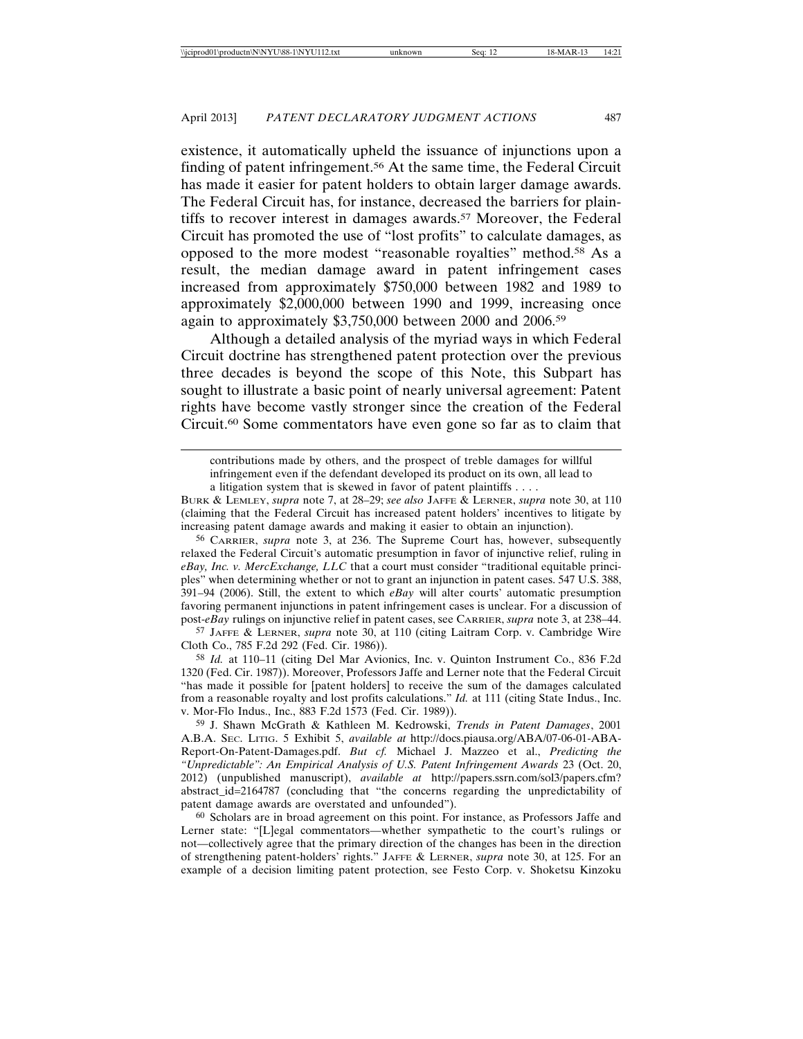existence, it automatically upheld the issuance of injunctions upon a finding of patent infringement.[56] At the same time, the Federal Circuit has made it easier for patent holders to obtain larger damage awards. The Federal Circuit has, for instance, decreased the barriers for plaintiffs to recover interest in damages awards.[57] Moreover, the Federal Circuit has promoted the use of "lost profits" to calculate damages, as opposed to the more modest "reasonable royalties" method.[58] As a result, the median damage award in patent infringement cases increased from approximately $750,000 between 1982 and 1989 to approximately $2,000,000 between 1990 and 1999, increasing once again to approximately $3,750,000 between 2000 and 2006.[59]

Although a detailed analysis of the myriad ways in which Federal Circuit doctrine has strengthened patent protection over the previous three decades is beyond the scope of this Note, this Subpart has sought to illustrate a basic point of nearly universal agreement: Patent rights have become vastly stronger since the creation of the Federal Circuit.[60] Some commentators have even gone so far as to claim that

> contributions made by others, and the prospect of treble damages for willful infringement even if the defendant developed its product on its own, all lead to a litigation system that is skewed in favor of patent plaintiffs . . . .

BURK & LEMLEY, *supra* note 7, at 28–29; *see also* JAFFE & LERNER, *supra* note 30, at 110 (claiming that the Federal Circuit has increased patent holders' incentives to litigate by increasing patent damage awards and making it easier to obtain an injunction).

[56] CARRIER, *supra* note 3, at 236. The Supreme Court has, however, subsequently relaxed the Federal Circuit's automatic presumption in favor of injunctive relief, ruling in *eBay, Inc. v. MercExchange, LLC* that a court must consider "traditional equitable principles" when determining whether or not to grant an injunction in patent cases. 547 U.S. 388, 391–94 (2006). Still, the extent to which *eBay* will alter courts' automatic presumption favoring permanent injunctions in patent infringement cases is unclear. For a discussion of post-*eBay* rulings on injunctive relief in patent cases, see CARRIER, *supra* note 3, at 238–44.

[57] JAFFE & LERNER, *supra* note 30, at 110 (citing Laitram Corp. v. Cambridge Wire Cloth Co., 785 F.2d 292 (Fed. Cir. 1986)).

[58] *Id.* at 110–11 (citing Del Mar Avionics, Inc. v. Quinton Instrument Co., 836 F.2d 1320 (Fed. Cir. 1987)). Moreover, Professors Jaffe and Lerner note that the Federal Circuit "has made it possible for [patent holders] to receive the sum of the damages calculated from a reasonable royalty and lost profits calculations." *Id.* at 111 (citing State Indus., Inc. v. Mor-Flo Indus., Inc., 883 F.2d 1573 (Fed. Cir. 1989)).

[59] J. Shawn McGrath & Kathleen M. Kedrowski, *Trends in Patent Damages*, 2001 A.B.A. SEC. LITIG. 5 Exhibit 5, *available at* http://docs.piausa.org/ABA/07-06-01-ABA-Report-On-Patent-Damages.pdf. *But cf.* Michael J. Mazzeo et al., *Predicting the "Unpredictable": An Empirical Analysis of U.S. Patent Infringement Awards* 23 (Oct. 20, 2012) (unpublished manuscript), *available at* http://papers.ssrn.com/sol3/papers.cfm?abstract_id=2164787 (concluding that "the concerns regarding the unpredictability of patent damage awards are overstated and unfounded").

[60] Scholars are in broad agreement on this point. For instance, as Professors Jaffe and Lerner state: "[L]egal commentators—whether sympathetic to the court's rulings or not—collectively agree that the primary direction of the changes has been in the direction of strengthening patent-holders' rights." JAFFE & LERNER, *supra* note 30, at 125. For an example of a decision limiting patent protection, see Festo Corp. v. Shoketsu Kinzoku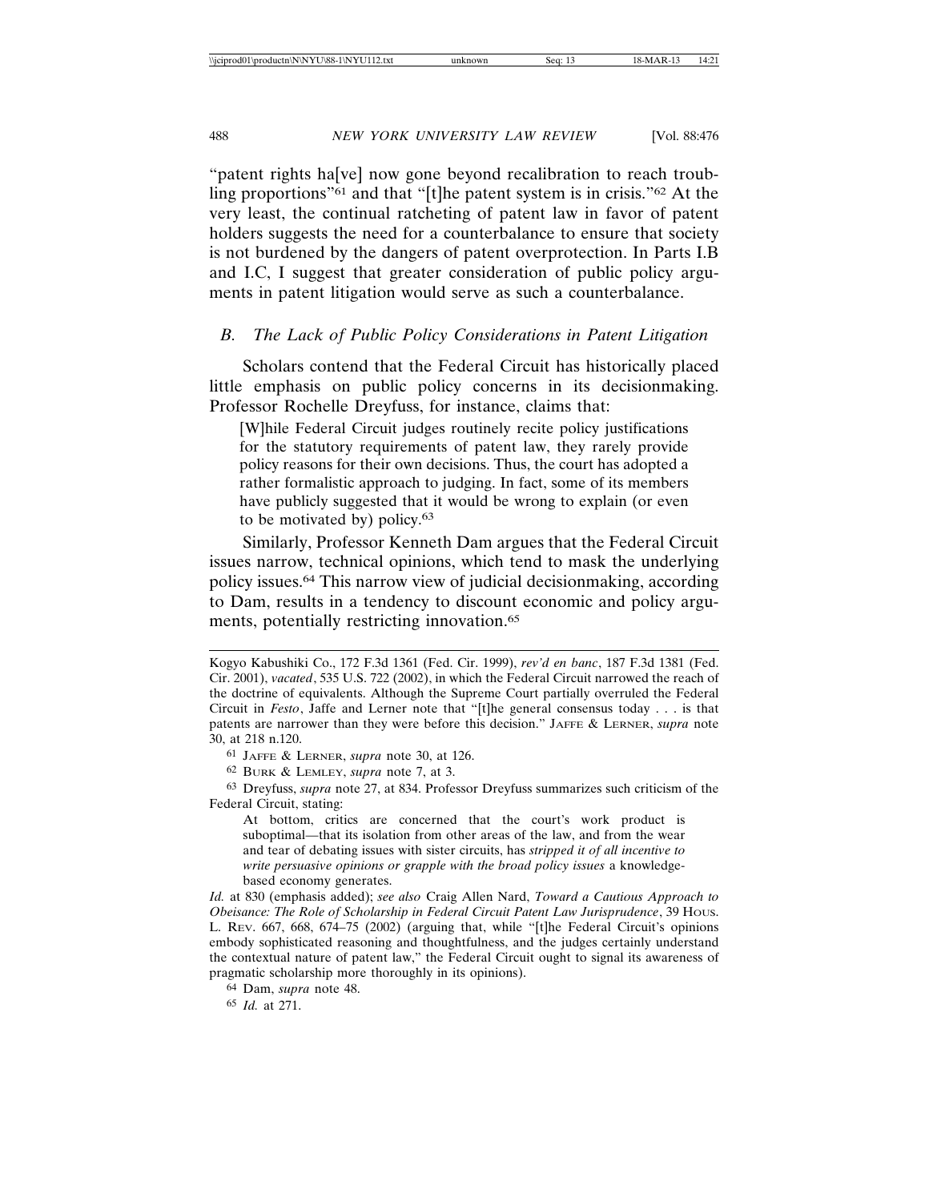"patent rights ha[ve] now gone beyond recalibration to reach troubling proportions"[61] and that "[t]he patent system is in crisis."[62] At the very least, the continual ratcheting of patent law in favor of patent holders suggests the need for a counterbalance to ensure that society is not burdened by the dangers of patent overprotection. In Parts I.B and I.C, I suggest that greater consideration of public policy arguments in patent litigation would serve as such a counterbalance.

### *B. The Lack of Public Policy Considerations in Patent Litigation*

Scholars contend that the Federal Circuit has historically placed little emphasis on public policy concerns in its decisionmaking. Professor Rochelle Dreyfuss, for instance, claims that:

> [W]hile Federal Circuit judges routinely recite policy justifications for the statutory requirements of patent law, they rarely provide policy reasons for their own decisions. Thus, the court has adopted a rather formalistic approach to judging. In fact, some of its members have publicly suggested that it would be wrong to explain (or even to be motivated by) policy.[63]

Similarly, Professor Kenneth Dam argues that the Federal Circuit issues narrow, technical opinions, which tend to mask the underlying policy issues.[64] This narrow view of judicial decisionmaking, according to Dam, results in a tendency to discount economic and policy arguments, potentially restricting innovation.[65]

---

Kogyo Kabushiki Co., 172 F.3d 1361 (Fed. Cir. 1999), *rev'd en banc*, 187 F.3d 1381 (Fed. Cir. 2001), *vacated*, 535 U.S. 722 (2002), in which the Federal Circuit narrowed the reach of the doctrine of equivalents. Although the Supreme Court partially overruled the Federal Circuit in *Festo*, Jaffe and Lerner note that "[t]he general consensus today . . . is that patents are narrower than they were before this decision." JAFFE & LERNER, *supra* note 30, at 218 n.120.

[61] JAFFE & LERNER, *supra* note 30, at 126.

[62] BURK & LEMLEY, *supra* note 7, at 3.

[63] Dreyfuss, *supra* note 27, at 834. Professor Dreyfuss summarizes such criticism of the Federal Circuit, stating:

> At bottom, critics are concerned that the court's work product is suboptimal—that its isolation from other areas of the law, and from the wear and tear of debating issues with sister circuits, has *stripped it of all incentive to write persuasive opinions or grapple with the broad policy issues* a knowledge-based economy generates.

*Id.* at 830 (emphasis added); *see also* Craig Allen Nard, *Toward a Cautious Approach to Obeisance: The Role of Scholarship in Federal Circuit Patent Law Jurisprudence*, 39 HOUS. L. REV. 667, 668, 674–75 (2002) (arguing that, while "[t]he Federal Circuit's opinions embody sophisticated reasoning and thoughtfulness, and the judges certainly understand the contextual nature of patent law," the Federal Circuit ought to signal its awareness of pragmatic scholarship more thoroughly in its opinions).

[64] Dam, *supra* note 48.

[65] *Id.* at 271.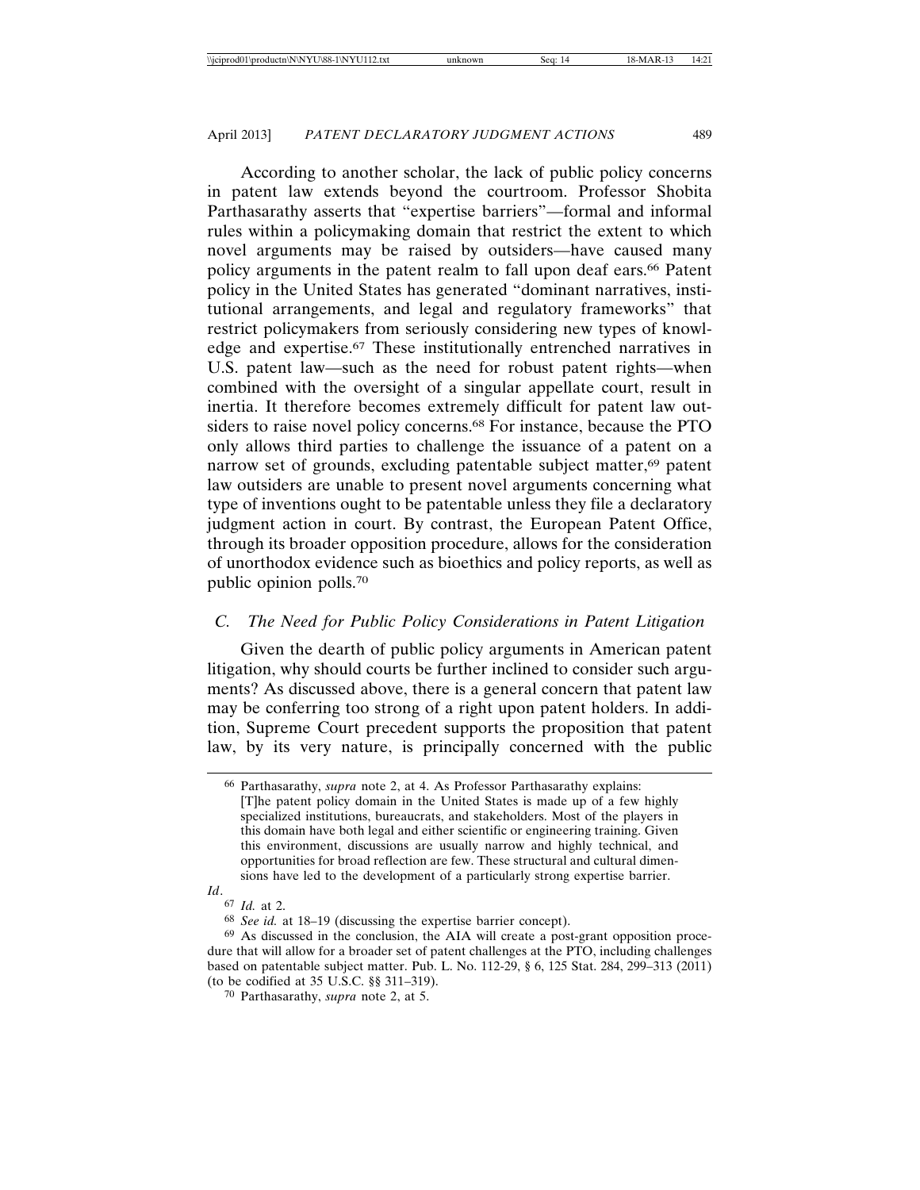According to another scholar, the lack of public policy concerns in patent law extends beyond the courtroom. Professor Shobita Parthasarathy asserts that "expertise barriers"—formal and informal rules within a policymaking domain that restrict the extent to which novel arguments may be raised by outsiders—have caused many policy arguments in the patent realm to fall upon deaf ears.[66] Patent policy in the United States has generated "dominant narratives, institutional arrangements, and legal and regulatory frameworks" that restrict policymakers from seriously considering new types of knowledge and expertise.[67] These institutionally entrenched narratives in U.S. patent law—such as the need for robust patent rights—when combined with the oversight of a singular appellate court, result in inertia. It therefore becomes extremely difficult for patent law outsiders to raise novel policy concerns.[68] For instance, because the PTO only allows third parties to challenge the issuance of a patent on a narrow set of grounds, excluding patentable subject matter,[69] patent law outsiders are unable to present novel arguments concerning what type of inventions ought to be patentable unless they file a declaratory judgment action in court. By contrast, the European Patent Office, through its broader opposition procedure, allows for the consideration of unorthodox evidence such as bioethics and policy reports, as well as public opinion polls.[70]

### *C. The Need for Public Policy Considerations in Patent Litigation*

Given the dearth of public policy arguments in American patent litigation, why should courts be further inclined to consider such arguments? As discussed above, there is a general concern that patent law may be conferring too strong of a right upon patent holders. In addition, Supreme Court precedent supports the proposition that patent law, by its very nature, is principally concerned with the public

---

[66] Parthasarathy, *supra* note 2, at 4. As Professor Parthasarathy explains:

> [T]he patent policy domain in the United States is made up of a few highly specialized institutions, bureaucrats, and stakeholders. Most of the players in this domain have both legal and either scientific or engineering training. Given this environment, discussions are usually narrow and highly technical, and opportunities for broad reflection are few. These structural and cultural dimensions have led to the development of a particularly strong expertise barrier.

*Id*.

[67] *Id.* at 2.

[68] *See id.* at 18–19 (discussing the expertise barrier concept).

[69] As discussed in the conclusion, the AIA will create a post-grant opposition procedure that will allow for a broader set of patent challenges at the PTO, including challenges based on patentable subject matter. Pub. L. No. 112-29, § 6, 125 Stat. 284, 299–313 (2011) (to be codified at 35 U.S.C. §§ 311–319).

[70] Parthasarathy, *supra* note 2, at 5.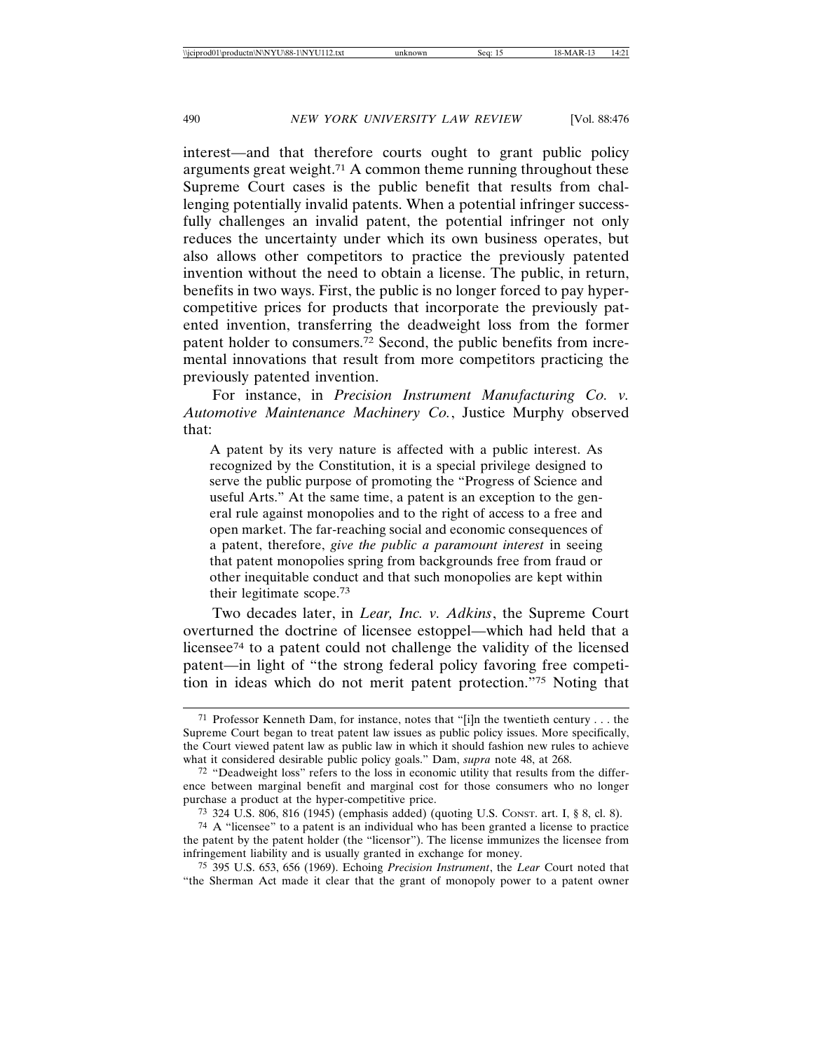interest—and that therefore courts ought to grant public policy arguments great weight.[71] A common theme running throughout these Supreme Court cases is the public benefit that results from challenging potentially invalid patents. When a potential infringer successfully challenges an invalid patent, the potential infringer not only reduces the uncertainty under which its own business operates, but also allows other competitors to practice the previously patented invention without the need to obtain a license. The public, in return, benefits in two ways. First, the public is no longer forced to pay hyper-competitive prices for products that incorporate the previously patented invention, transferring the deadweight loss from the former patent holder to consumers.[72] Second, the public benefits from incremental innovations that result from more competitors practicing the previously patented invention.

For instance, in *Precision Instrument Manufacturing Co. v. Automotive Maintenance Machinery Co.*, Justice Murphy observed that:

> A patent by its very nature is affected with a public interest. As recognized by the Constitution, it is a special privilege designed to serve the public purpose of promoting the "Progress of Science and useful Arts." At the same time, a patent is an exception to the general rule against monopolies and to the right of access to a free and open market. The far-reaching social and economic consequences of a patent, therefore, *give the public a paramount interest* in seeing that patent monopolies spring from backgrounds free from fraud or other inequitable conduct and that such monopolies are kept within their legitimate scope.[73]

Two decades later, in *Lear, Inc. v. Adkins*, the Supreme Court overturned the doctrine of licensee estoppel—which had held that a licensee[74] to a patent could not challenge the validity of the licensed patent—in light of "the strong federal policy favoring free competition in ideas which do not merit patent protection."[75] Noting that

---

[71] Professor Kenneth Dam, for instance, notes that "[i]n the twentieth century . . . the Supreme Court began to treat patent law issues as public policy issues. More specifically, the Court viewed patent law as public law in which it should fashion new rules to achieve what it considered desirable public policy goals." Dam, *supra* note 48, at 268.

[72] "Deadweight loss" refers to the loss in economic utility that results from the difference between marginal benefit and marginal cost for those consumers who no longer purchase a product at the hyper-competitive price.

[73] 324 U.S. 806, 816 (1945) (emphasis added) (quoting U.S. CONST. art. I, § 8, cl. 8).

[74] A "licensee" to a patent is an individual who has been granted a license to practice the patent by the patent holder (the "licensor"). The license immunizes the licensee from infringement liability and is usually granted in exchange for money.

[75] 395 U.S. 653, 656 (1969). Echoing *Precision Instrument*, the *Lear* Court noted that "the Sherman Act made it clear that the grant of monopoly power to a patent owner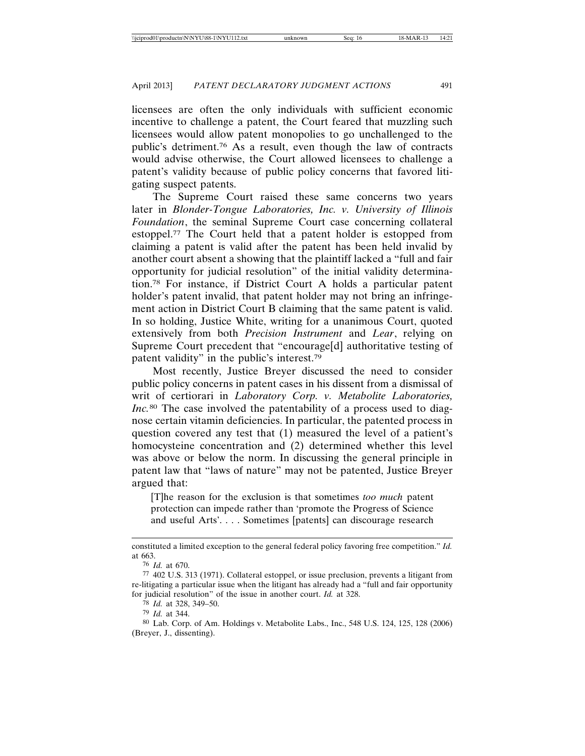licensees are often the only individuals with sufficient economic incentive to challenge a patent, the Court feared that muzzling such licensees would allow patent monopolies to go unchallenged to the public's detriment.[76] As a result, even though the law of contracts would advise otherwise, the Court allowed licensees to challenge a patent's validity because of public policy concerns that favored litigating suspect patents.

The Supreme Court raised these same concerns two years later in *Blonder-Tongue Laboratories, Inc. v. University of Illinois Foundation*, the seminal Supreme Court case concerning collateral estoppel.[77] The Court held that a patent holder is estopped from claiming a patent is valid after the patent has been held invalid by another court absent a showing that the plaintiff lacked a "full and fair opportunity for judicial resolution" of the initial validity determination.[78] For instance, if District Court A holds a particular patent holder's patent invalid, that patent holder may not bring an infringement action in District Court B claiming that the same patent is valid. In so holding, Justice White, writing for a unanimous Court, quoted extensively from both *Precision Instrument* and *Lear*, relying on Supreme Court precedent that "encourage[d] authoritative testing of patent validity" in the public's interest.[79]

Most recently, Justice Breyer discussed the need to consider public policy concerns in patent cases in his dissent from a dismissal of writ of certiorari in *Laboratory Corp. v. Metabolite Laboratories, Inc.*[80] The case involved the patentability of a process used to diagnose certain vitamin deficiencies. In particular, the patented process in question covered any test that (1) measured the level of a patient's homocysteine concentration and (2) determined whether this level was above or below the norm. In discussing the general principle in patent law that "laws of nature" may not be patented, Justice Breyer argued that:

> [T]he reason for the exclusion is that sometimes *too much* patent protection can impede rather than 'promote the Progress of Science and useful Arts'. . . . Sometimes [patents] can discourage research

---

constituted a limited exception to the general federal policy favoring free competition." *Id.* at 663.

[76] *Id.* at 670.

[77] 402 U.S. 313 (1971). Collateral estoppel, or issue preclusion, prevents a litigant from re-litigating a particular issue when the litigant has already had a "full and fair opportunity for judicial resolution" of the issue in another court. *Id.* at 328.

[78] *Id.* at 328, 349–50.

[79] *Id.* at 344.

[80] Lab. Corp. of Am. Holdings v. Metabolite Labs., Inc., 548 U.S. 124, 125, 128 (2006) (Breyer, J., dissenting).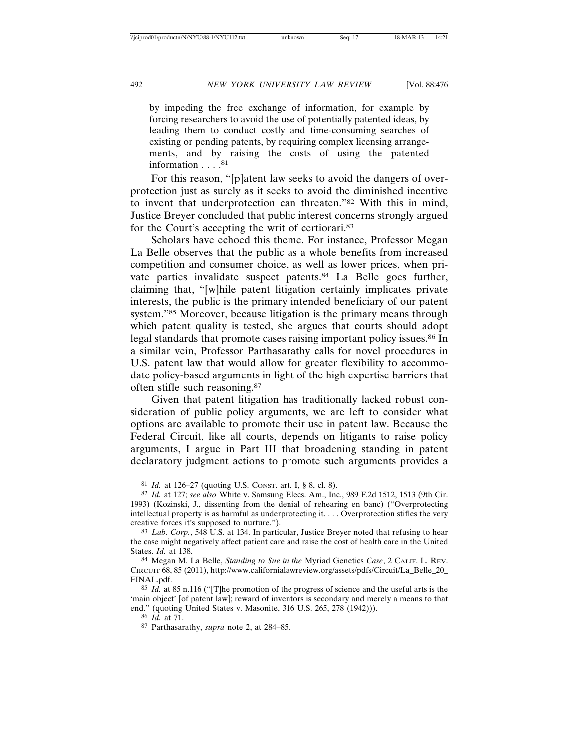> by impeding the free exchange of information, for example by forcing researchers to avoid the use of potentially patented ideas, by leading them to conduct costly and time-consuming searches of existing or pending patents, by requiring complex licensing arrangements, and by raising the costs of using the patented information . . . .[81]

For this reason, "[p]atent law seeks to avoid the dangers of overprotection just as surely as it seeks to avoid the diminished incentive to invent that underprotection can threaten."[82] With this in mind, Justice Breyer concluded that public interest concerns strongly argued for the Court's accepting the writ of certiorari.[83]

Scholars have echoed this theme. For instance, Professor Megan La Belle observes that the public as a whole benefits from increased competition and consumer choice, as well as lower prices, when private parties invalidate suspect patents.[84] La Belle goes further, claiming that, "[w]hile patent litigation certainly implicates private interests, the public is the primary intended beneficiary of our patent system."[85] Moreover, because litigation is the primary means through which patent quality is tested, she argues that courts should adopt legal standards that promote cases raising important policy issues.[86] In a similar vein, Professor Parthasarathy calls for novel procedures in U.S. patent law that would allow for greater flexibility to accommodate policy-based arguments in light of the high expertise barriers that often stifle such reasoning.[87]

Given that patent litigation has traditionally lacked robust consideration of public policy arguments, we are left to consider what options are available to promote their use in patent law. Because the Federal Circuit, like all courts, depends on litigants to raise policy arguments, I argue in Part III that broadening standing in patent declaratory judgment actions to promote such arguments provides a

---

[81] *Id.* at 126–27 (quoting U.S. CONST. art. I, § 8, cl. 8).

[82] *Id.* at 127; *see also* White v. Samsung Elecs. Am., Inc., 989 F.2d 1512, 1513 (9th Cir. 1993) (Kozinski, J., dissenting from the denial of rehearing en banc) ("Overprotecting intellectual property is as harmful as underprotecting it. . . . Overprotection stifles the very creative forces it's supposed to nurture.").

[83] *Lab. Corp.*, 548 U.S. at 134. In particular, Justice Breyer noted that refusing to hear the case might negatively affect patient care and raise the cost of health care in the United States. *Id.* at 138.

[84] Megan M. La Belle, *Standing to Sue in the* Myriad Genetics *Case*, 2 CALIF. L. REV. CIRCUIT 68, 85 (2011), http://www.californialawreview.org/assets/pdfs/Circuit/La_Belle_20_FINAL.pdf.

[85] *Id.* at 85 n.116 ("[T]he promotion of the progress of science and the useful arts is the 'main object' [of patent law]; reward of inventors is secondary and merely a means to that end." (quoting United States v. Masonite, 316 U.S. 265, 278 (1942))).

[86] *Id.* at 71.

[87] Parthasarathy, *supra* note 2, at 284–85.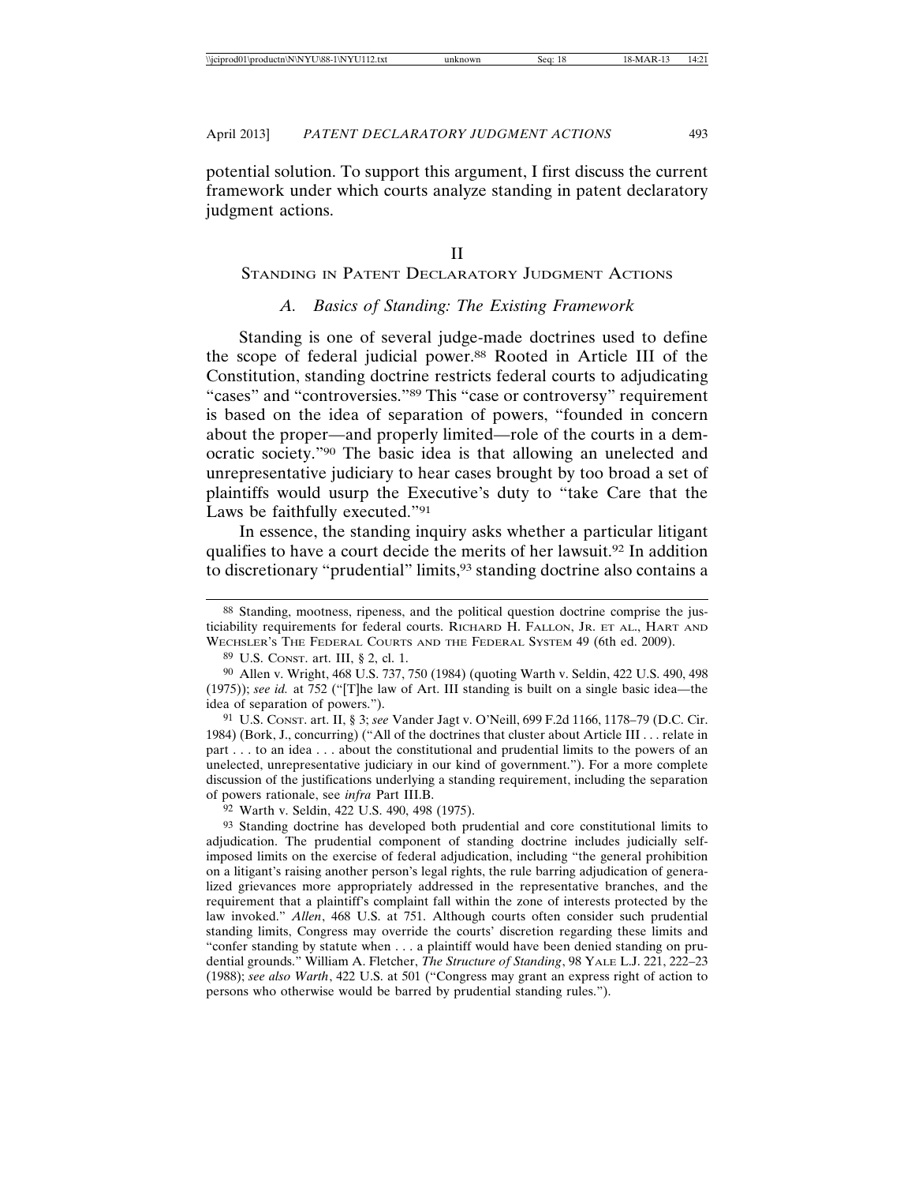potential solution. To support this argument, I first discuss the current framework under which courts analyze standing in patent declaratory judgment actions.

## II
## STANDING IN PATENT DECLARATORY JUDGMENT ACTIONS

### *A. Basics of Standing: The Existing Framework*

Standing is one of several judge-made doctrines used to define the scope of federal judicial power.[88] Rooted in Article III of the Constitution, standing doctrine restricts federal courts to adjudicating "cases" and "controversies."[89] This "case or controversy" requirement is based on the idea of separation of powers, "founded in concern about the proper—and properly limited—role of the courts in a democratic society."[90] The basic idea is that allowing an unelected and unrepresentative judiciary to hear cases brought by too broad a set of plaintiffs would usurp the Executive's duty to "take Care that the Laws be faithfully executed."[91]

In essence, the standing inquiry asks whether a particular litigant qualifies to have a court decide the merits of her lawsuit.[92] In addition to discretionary "prudential" limits,[93] standing doctrine also contains a

---

[88] Standing, mootness, ripeness, and the political question doctrine comprise the justiciability requirements for federal courts. RICHARD H. FALLON, JR. ET AL., HART AND WECHSLER'S THE FEDERAL COURTS AND THE FEDERAL SYSTEM 49 (6th ed. 2009).

[89] U.S. CONST. art. III, § 2, cl. 1.

[90] Allen v. Wright, 468 U.S. 737, 750 (1984) (quoting Warth v. Seldin, 422 U.S. 490, 498 (1975)); *see id.* at 752 ("[T]he law of Art. III standing is built on a single basic idea—the idea of separation of powers.").

[91] U.S. CONST. art. II, § 3; *see* Vander Jagt v. O'Neill, 699 F.2d 1166, 1178–79 (D.C. Cir. 1984) (Bork, J., concurring) ("All of the doctrines that cluster about Article III . . . relate in part . . . to an idea . . . about the constitutional and prudential limits to the powers of an unelected, unrepresentative judiciary in our kind of government."). For a more complete discussion of the justifications underlying a standing requirement, including the separation of powers rationale, see *infra* Part III.B.

[92] Warth v. Seldin, 422 U.S. 490, 498 (1975).

[93] Standing doctrine has developed both prudential and core constitutional limits to adjudication. The prudential component of standing doctrine includes judicially self-imposed limits on the exercise of federal adjudication, including "the general prohibition on a litigant's raising another person's legal rights, the rule barring adjudication of generalized grievances more appropriately addressed in the representative branches, and the requirement that a plaintiff's complaint fall within the zone of interests protected by the law invoked." *Allen*, 468 U.S. at 751. Although courts often consider such prudential standing limits, Congress may override the courts' discretion regarding these limits and "confer standing by statute when . . . a plaintiff would have been denied standing on prudential grounds." William A. Fletcher, *The Structure of Standing*, 98 YALE L.J. 221, 222–23 (1988); *see also Warth*, 422 U.S. at 501 ("Congress may grant an express right of action to persons who otherwise would be barred by prudential standing rules.").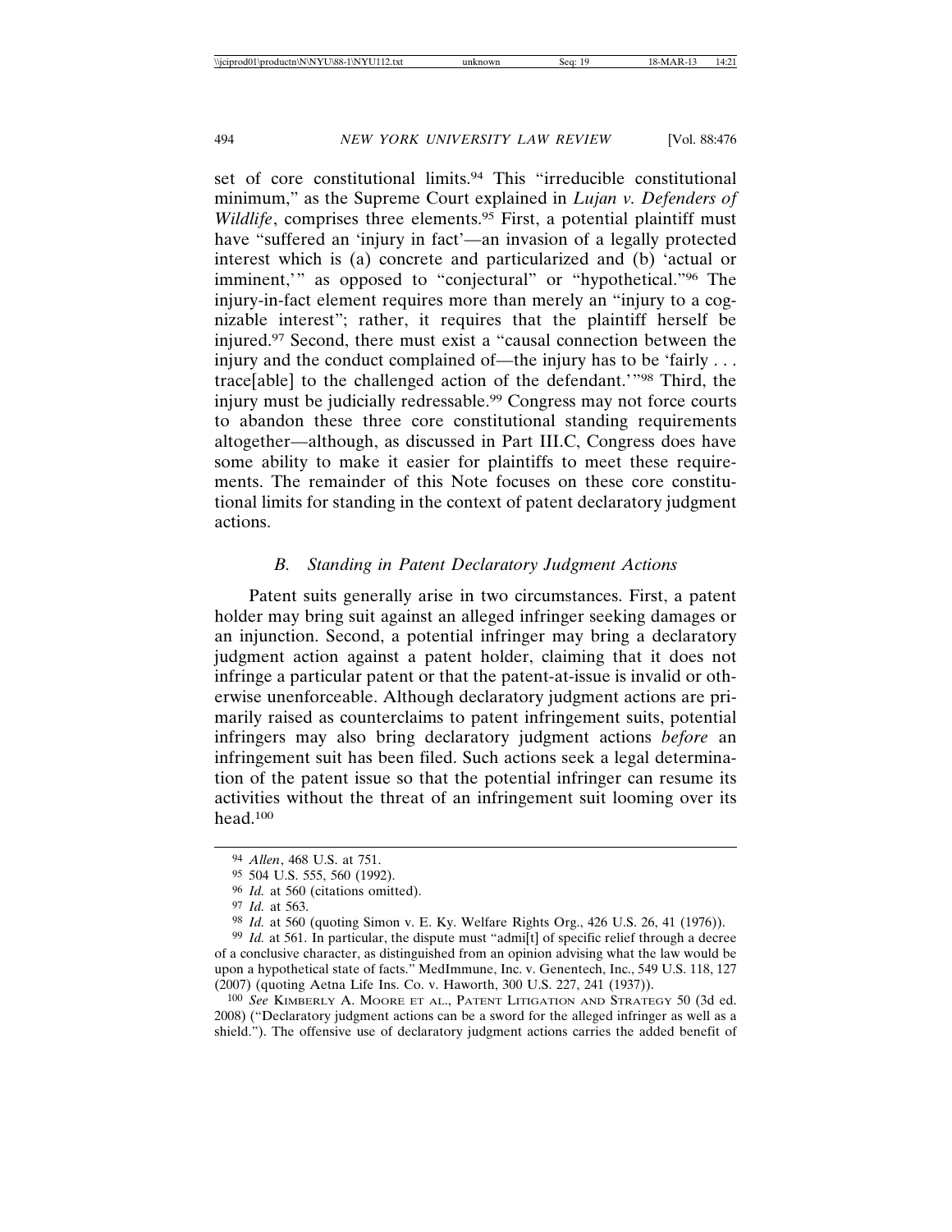set of core constitutional limits.[94] This "irreducible constitutional minimum," as the Supreme Court explained in *Lujan v. Defenders of Wildlife*, comprises three elements.[95] First, a potential plaintiff must have "suffered an 'injury in fact'—an invasion of a legally protected interest which is (a) concrete and particularized and (b) 'actual or imminent,'" as opposed to "conjectural" or "hypothetical."[96] The injury-in-fact element requires more than merely an "injury to a cognizable interest"; rather, it requires that the plaintiff herself be injured.[97] Second, there must exist a "causal connection between the injury and the conduct complained of—the injury has to be 'fairly . . . trace[able] to the challenged action of the defendant.'"[98] Third, the injury must be judicially redressable.[99] Congress may not force courts to abandon these three core constitutional standing requirements altogether—although, as discussed in Part III.C, Congress does have some ability to make it easier for plaintiffs to meet these requirements. The remainder of this Note focuses on these core constitutional limits for standing in the context of patent declaratory judgment actions.

### *B. Standing in Patent Declaratory Judgment Actions*

Patent suits generally arise in two circumstances. First, a patent holder may bring suit against an alleged infringer seeking damages or an injunction. Second, a potential infringer may bring a declaratory judgment action against a patent holder, claiming that it does not infringe a particular patent or that the patent-at-issue is invalid or otherwise unenforceable. Although declaratory judgment actions are primarily raised as counterclaims to patent infringement suits, potential infringers may also bring declaratory judgment actions *before* an infringement suit has been filed. Such actions seek a legal determination of the patent issue so that the potential infringer can resume its activities without the threat of an infringement suit looming over its head.[100]

---

[94] *Allen*, 468 U.S. at 751.

[95] 504 U.S. 555, 560 (1992).

[96] *Id.* at 560 (citations omitted).

[97] *Id.* at 563.

[98] *Id.* at 560 (quoting Simon v. E. Ky. Welfare Rights Org., 426 U.S. 26, 41 (1976)).

[99] *Id.* at 561. In particular, the dispute must "admi[t] of specific relief through a decree of a conclusive character, as distinguished from an opinion advising what the law would be upon a hypothetical state of facts." MedImmune, Inc. v. Genentech, Inc., 549 U.S. 118, 127 (2007) (quoting Aetna Life Ins. Co. v. Haworth, 300 U.S. 227, 241 (1937)).

[100] *See* KIMBERLY A. MOORE ET AL., PATENT LITIGATION AND STRATEGY 50 (3d ed. 2008) ("Declaratory judgment actions can be a sword for the alleged infringer as well as a shield."). The offensive use of declaratory judgment actions carries the added benefit of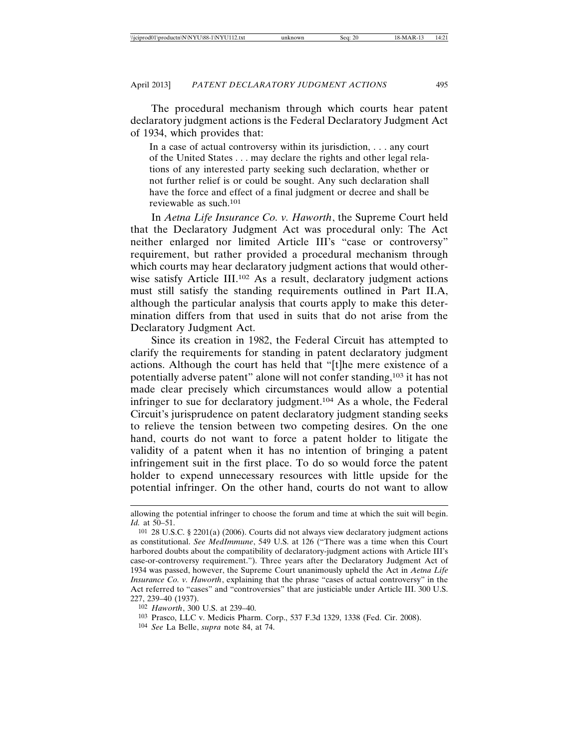The procedural mechanism through which courts hear patent declaratory judgment actions is the Federal Declaratory Judgment Act of 1934, which provides that:

> In a case of actual controversy within its jurisdiction, . . . any court of the United States . . . may declare the rights and other legal relations of any interested party seeking such declaration, whether or not further relief is or could be sought. Any such declaration shall have the force and effect of a final judgment or decree and shall be reviewable as such.[101]

In *Aetna Life Insurance Co. v. Haworth*, the Supreme Court held that the Declaratory Judgment Act was procedural only: The Act neither enlarged nor limited Article III's "case or controversy" requirement, but rather provided a procedural mechanism through which courts may hear declaratory judgment actions that would otherwise satisfy Article III.[102] As a result, declaratory judgment actions must still satisfy the standing requirements outlined in Part II.A, although the particular analysis that courts apply to make this determination differs from that used in suits that do not arise from the Declaratory Judgment Act.

Since its creation in 1982, the Federal Circuit has attempted to clarify the requirements for standing in patent declaratory judgment actions. Although the court has held that "[t]he mere existence of a potentially adverse patent" alone will not confer standing,[103] it has not made clear precisely which circumstances would allow a potential infringer to sue for declaratory judgment.[104] As a whole, the Federal Circuit's jurisprudence on patent declaratory judgment standing seeks to relieve the tension between two competing desires. On the one hand, courts do not want to force a patent holder to litigate the validity of a patent when it has no intention of bringing a patent infringement suit in the first place. To do so would force the patent holder to expend unnecessary resources with little upside for the potential infringer. On the other hand, courts do not want to allow

---

allowing the potential infringer to choose the forum and time at which the suit will begin. *Id.* at 50–51.

101 28 U.S.C. § 2201(a) (2006). Courts did not always view declaratory judgment actions as constitutional. *See MedImmune*, 549 U.S. at 126 ("There was a time when this Court harbored doubts about the compatibility of declaratory-judgment actions with Article III's case-or-controversy requirement."). Three years after the Declaratory Judgment Act of 1934 was passed, however, the Supreme Court unanimously upheld the Act in *Aetna Life Insurance Co. v. Haworth*, explaining that the phrase "cases of actual controversy" in the Act referred to "cases" and "controversies" that are justiciable under Article III. 300 U.S. 227, 239–40 (1937).

102 *Haworth*, 300 U.S. at 239–40.

103 Prasco, LLC v. Medicis Pharm. Corp., 537 F.3d 1329, 1338 (Fed. Cir. 2008).

104 *See* La Belle, *supra* note 84, at 74.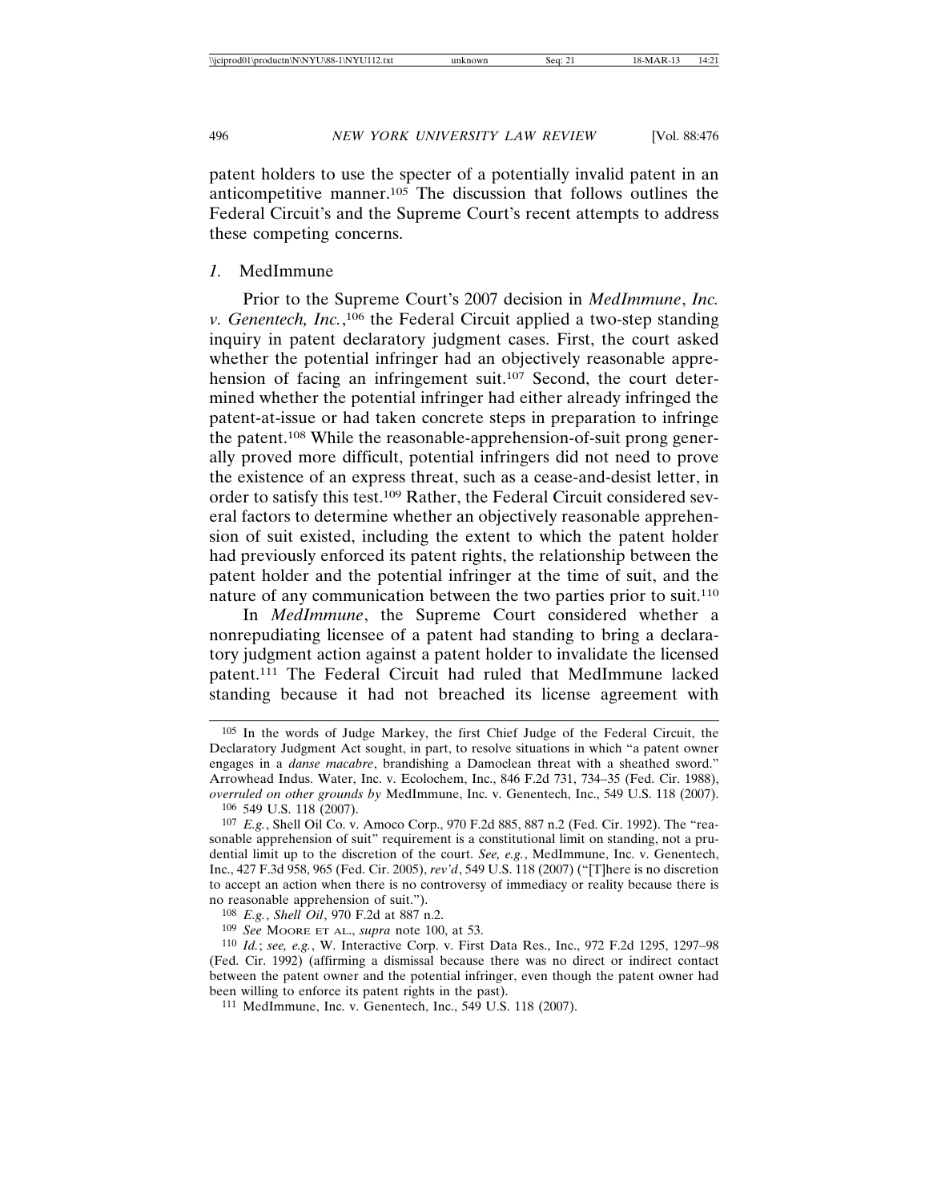patent holders to use the specter of a potentially invalid patent in an anticompetitive manner.[105] The discussion that follows outlines the Federal Circuit's and the Supreme Court's recent attempts to address these competing concerns.

### *1.* MedImmune

Prior to the Supreme Court's 2007 decision in *MedImmune*, *Inc. v. Genentech, Inc.*,[106] the Federal Circuit applied a two-step standing inquiry in patent declaratory judgment cases. First, the court asked whether the potential infringer had an objectively reasonable apprehension of facing an infringement suit.[107] Second, the court determined whether the potential infringer had either already infringed the patent-at-issue or had taken concrete steps in preparation to infringe the patent.[108] While the reasonable-apprehension-of-suit prong generally proved more difficult, potential infringers did not need to prove the existence of an express threat, such as a cease-and-desist letter, in order to satisfy this test.[109] Rather, the Federal Circuit considered several factors to determine whether an objectively reasonable apprehension of suit existed, including the extent to which the patent holder had previously enforced its patent rights, the relationship between the patent holder and the potential infringer at the time of suit, and the nature of any communication between the two parties prior to suit.[110]

In *MedImmune*, the Supreme Court considered whether a nonrepudiating licensee of a patent had standing to bring a declaratory judgment action against a patent holder to invalidate the licensed patent.[111] The Federal Circuit had ruled that MedImmune lacked standing because it had not breached its license agreement with

---

[105] In the words of Judge Markey, the first Chief Judge of the Federal Circuit, the Declaratory Judgment Act sought, in part, to resolve situations in which "a patent owner engages in a *danse macabre*, brandishing a Damoclean threat with a sheathed sword." Arrowhead Indus. Water, Inc. v. Ecolochem, Inc., 846 F.2d 731, 734–35 (Fed. Cir. 1988), *overruled on other grounds by* MedImmune, Inc. v. Genentech, Inc., 549 U.S. 118 (2007).

[106] 549 U.S. 118 (2007).

[107] *E.g.*, Shell Oil Co. v. Amoco Corp., 970 F.2d 885, 887 n.2 (Fed. Cir. 1992). The "reasonable apprehension of suit" requirement is a constitutional limit on standing, not a prudential limit up to the discretion of the court. *See, e.g.*, MedImmune, Inc. v. Genentech, Inc., 427 F.3d 958, 965 (Fed. Cir. 2005), *rev'd*, 549 U.S. 118 (2007) ("[T]here is no discretion to accept an action when there is no controversy of immediacy or reality because there is no reasonable apprehension of suit.").

[108] *E.g.*, *Shell Oil*, 970 F.2d at 887 n.2.

[109] *See* MOORE ET AL., *supra* note 100, at 53.

[110] *Id.*; *see, e.g.*, W. Interactive Corp. v. First Data Res., Inc., 972 F.2d 1295, 1297–98 (Fed. Cir. 1992) (affirming a dismissal because there was no direct or indirect contact between the patent owner and the potential infringer, even though the patent owner had been willing to enforce its patent rights in the past).

[111] MedImmune, Inc. v. Genentech, Inc., 549 U.S. 118 (2007).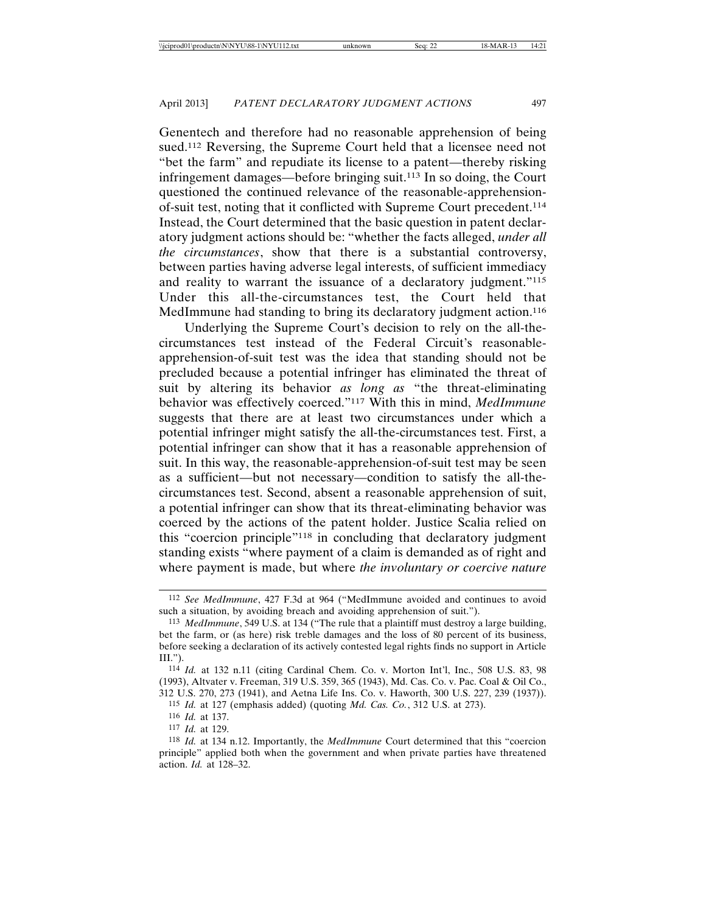Genentech and therefore had no reasonable apprehension of being sued.[112] Reversing, the Supreme Court held that a licensee need not "bet the farm" and repudiate its license to a patent—thereby risking infringement damages—before bringing suit.[113] In so doing, the Court questioned the continued relevance of the reasonable-apprehension-of-suit test, noting that it conflicted with Supreme Court precedent.[114] Instead, the Court determined that the basic question in patent declaratory judgment actions should be: "whether the facts alleged, *under all the circumstances*, show that there is a substantial controversy, between parties having adverse legal interests, of sufficient immediacy and reality to warrant the issuance of a declaratory judgment."[115] Under this all-the-circumstances test, the Court held that MedImmune had standing to bring its declaratory judgment action.[116]

Underlying the Supreme Court's decision to rely on the all-the-circumstances test instead of the Federal Circuit's reasonable-apprehension-of-suit test was the idea that standing should not be precluded because a potential infringer has eliminated the threat of suit by altering its behavior *as long as* "the threat-eliminating behavior was effectively coerced."[117] With this in mind, *MedImmune* suggests that there are at least two circumstances under which a potential infringer might satisfy the all-the-circumstances test. First, a potential infringer can show that it has a reasonable apprehension of suit. In this way, the reasonable-apprehension-of-suit test may be seen as a sufficient—but not necessary—condition to satisfy the all-the-circumstances test. Second, absent a reasonable apprehension of suit, a potential infringer can show that its threat-eliminating behavior was coerced by the actions of the patent holder. Justice Scalia relied on this "coercion principle"[118] in concluding that declaratory judgment standing exists "where payment of a claim is demanded as of right and where payment is made, but where *the involuntary or coercive nature*

---

[112] *See MedImmune*, 427 F.3d at 964 ("MedImmune avoided and continues to avoid such a situation, by avoiding breach and avoiding apprehension of suit.").

[113] *MedImmune*, 549 U.S. at 134 ("The rule that a plaintiff must destroy a large building, bet the farm, or (as here) risk treble damages and the loss of 80 percent of its business, before seeking a declaration of its actively contested legal rights finds no support in Article III.").

[114] *Id.* at 132 n.11 (citing Cardinal Chem. Co. v. Morton Int'l, Inc., 508 U.S. 83, 98 (1993), Altvater v. Freeman, 319 U.S. 359, 365 (1943), Md. Cas. Co. v. Pac. Coal & Oil Co., 312 U.S. 270, 273 (1941), and Aetna Life Ins. Co. v. Haworth, 300 U.S. 227, 239 (1937)).

[115] *Id.* at 127 (emphasis added) (quoting *Md. Cas. Co.*, 312 U.S. at 273).

[116] *Id.* at 137.

[117] *Id.* at 129.

[118] *Id.* at 134 n.12. Importantly, the *MedImmune* Court determined that this "coercion principle" applied both when the government and when private parties have threatened action. *Id.* at 128–32.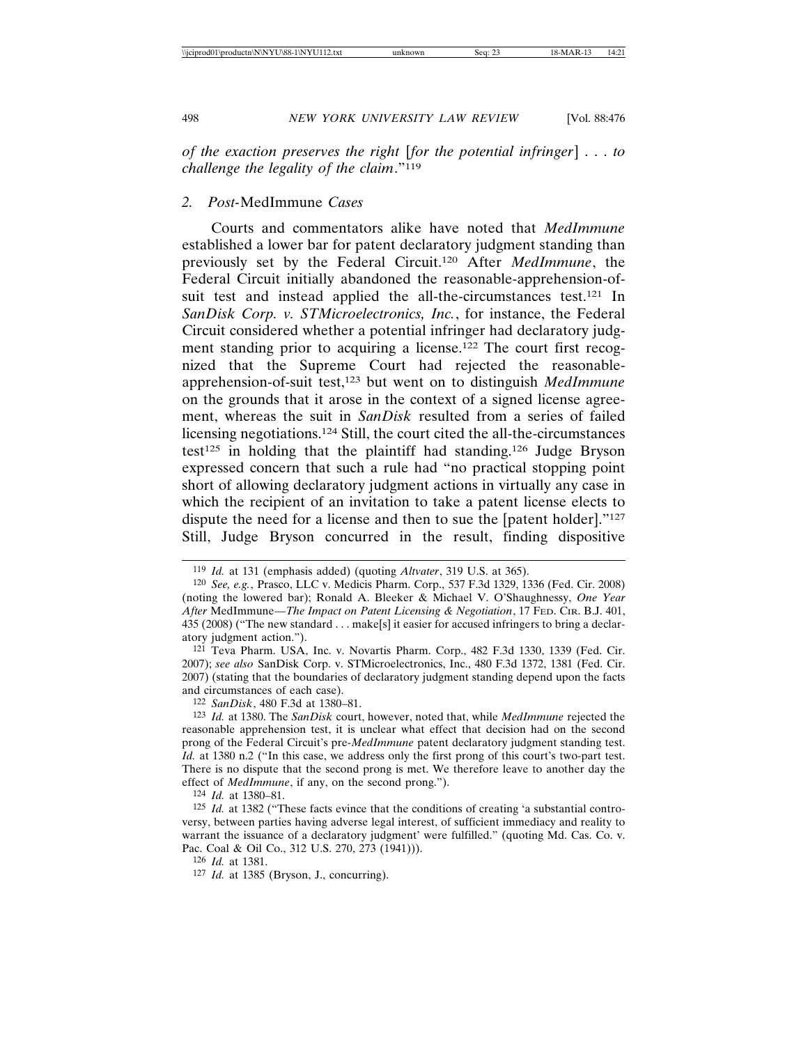*of the exaction preserves the right* [*for the potential infringer*] . . . *to challenge the legality of the claim*."[119]

### 2. *Post-*MedImmune *Cases*

Courts and commentators alike have noted that *MedImmune* established a lower bar for patent declaratory judgment standing than previously set by the Federal Circuit.[120] After *MedImmune*, the Federal Circuit initially abandoned the reasonable-apprehension-of-suit test and instead applied the all-the-circumstances test.[121] In *SanDisk Corp. v. STMicroelectronics, Inc.*, for instance, the Federal Circuit considered whether a potential infringer had declaratory judgment standing prior to acquiring a license.[122] The court first recognized that the Supreme Court had rejected the reasonable-apprehension-of-suit test,[123] but went on to distinguish *MedImmune* on the grounds that it arose in the context of a signed license agreement, whereas the suit in *SanDisk* resulted from a series of failed licensing negotiations.[124] Still, the court cited the all-the-circumstances test[125] in holding that the plaintiff had standing.[126] Judge Bryson expressed concern that such a rule had "no practical stopping point short of allowing declaratory judgment actions in virtually any case in which the recipient of an invitation to take a patent license elects to dispute the need for a license and then to sue the [patent holder]."[127] Still, Judge Bryson concurred in the result, finding dispositive

---

119 *Id.* at 131 (emphasis added) (quoting *Altvater*, 319 U.S. at 365).

120 *See, e.g.*, Prasco, LLC v. Medicis Pharm. Corp., 537 F.3d 1329, 1336 (Fed. Cir. 2008) (noting the lowered bar); Ronald A. Bleeker & Michael V. O'Shaughnessy, *One Year After* MedImmune—*The Impact on Patent Licensing & Negotiation*, 17 FED. CIR. B.J. 401, 435 (2008) ("The new standard . . . make[s] it easier for accused infringers to bring a declaratory judgment action.").

121 Teva Pharm. USA, Inc. v. Novartis Pharm. Corp., 482 F.3d 1330, 1339 (Fed. Cir. 2007); *see also* SanDisk Corp. v. STMicroelectronics, Inc., 480 F.3d 1372, 1381 (Fed. Cir. 2007) (stating that the boundaries of declaratory judgment standing depend upon the facts and circumstances of each case).

122 *SanDisk*, 480 F.3d at 1380–81.

123 *Id.* at 1380. The *SanDisk* court, however, noted that, while *MedImmune* rejected the reasonable apprehension test, it is unclear what effect that decision had on the second prong of the Federal Circuit's pre-*MedImmune* patent declaratory judgment standing test. *Id.* at 1380 n.2 ("In this case, we address only the first prong of this court's two-part test. There is no dispute that the second prong is met. We therefore leave to another day the effect of *MedImmune*, if any, on the second prong.").

124 *Id.* at 1380–81.

125 *Id.* at 1382 ("These facts evince that the conditions of creating 'a substantial controversy, between parties having adverse legal interest, of sufficient immediacy and reality to warrant the issuance of a declaratory judgment' were fulfilled." (quoting Md. Cas. Co. v. Pac. Coal & Oil Co., 312 U.S. 270, 273 (1941))).

126 *Id.* at 1381.

127 *Id.* at 1385 (Bryson, J., concurring).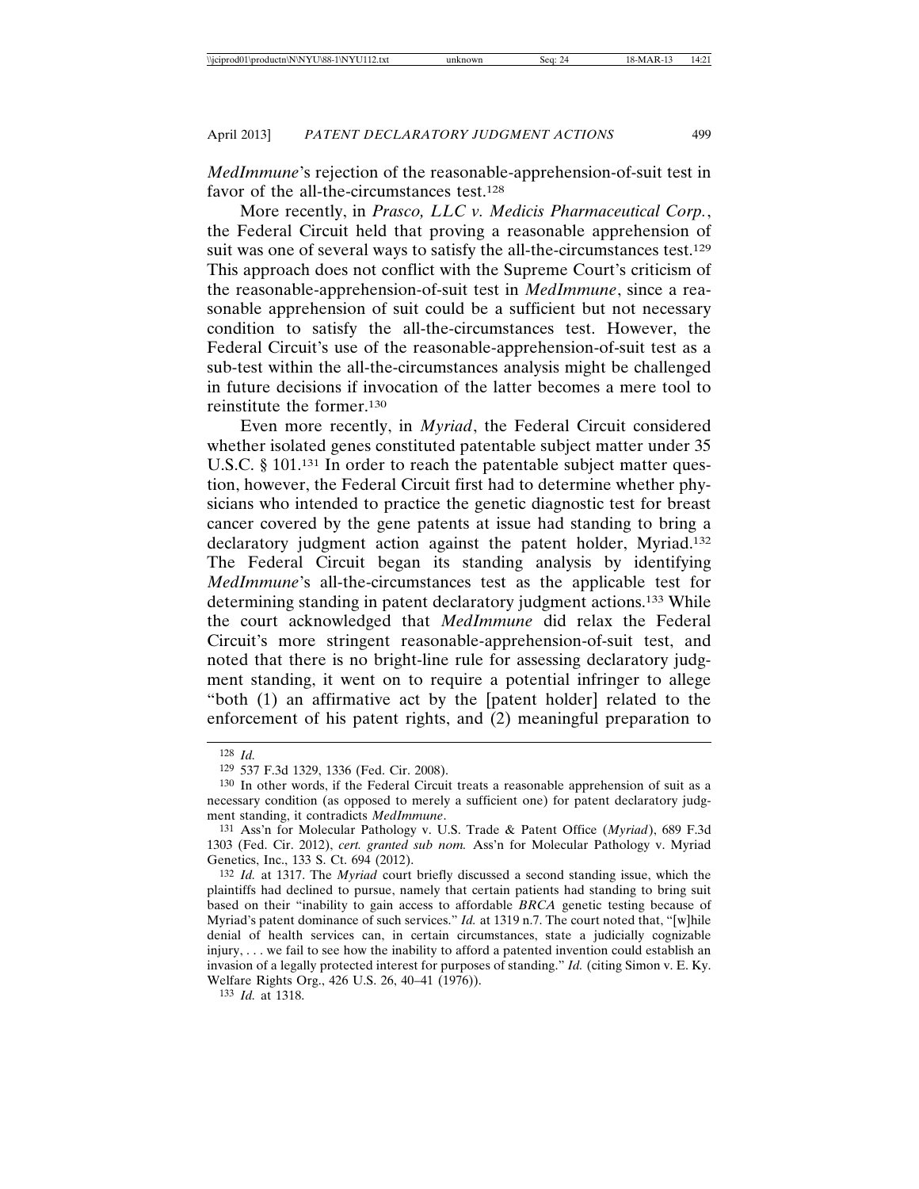*MedImmune*'s rejection of the reasonable-apprehension-of-suit test in favor of the all-the-circumstances test.[128]

More recently, in *Prasco, LLC v. Medicis Pharmaceutical Corp.*, the Federal Circuit held that proving a reasonable apprehension of suit was one of several ways to satisfy the all-the-circumstances test.[129] This approach does not conflict with the Supreme Court's criticism of the reasonable-apprehension-of-suit test in *MedImmune*, since a reasonable apprehension of suit could be a sufficient but not necessary condition to satisfy the all-the-circumstances test. However, the Federal Circuit's use of the reasonable-apprehension-of-suit test as a sub-test within the all-the-circumstances analysis might be challenged in future decisions if invocation of the latter becomes a mere tool to reinstitute the former.[130]

Even more recently, in *Myriad*, the Federal Circuit considered whether isolated genes constituted patentable subject matter under 35 U.S.C. § 101.[131] In order to reach the patentable subject matter question, however, the Federal Circuit first had to determine whether physicians who intended to practice the genetic diagnostic test for breast cancer covered by the gene patents at issue had standing to bring a declaratory judgment action against the patent holder, Myriad.[132] The Federal Circuit began its standing analysis by identifying *MedImmune*'s all-the-circumstances test as the applicable test for determining standing in patent declaratory judgment actions.[133] While the court acknowledged that *MedImmune* did relax the Federal Circuit's more stringent reasonable-apprehension-of-suit test, and noted that there is no bright-line rule for assessing declaratory judgment standing, it went on to require a potential infringer to allege "both (1) an affirmative act by the [patent holder] related to the enforcement of his patent rights, and (2) meaningful preparation to

---

[128] *Id.*

[129] 537 F.3d 1329, 1336 (Fed. Cir. 2008).

[130] In other words, if the Federal Circuit treats a reasonable apprehension of suit as a necessary condition (as opposed to merely a sufficient one) for patent declaratory judgment standing, it contradicts *MedImmune*.

[131] Ass'n for Molecular Pathology v. U.S. Trade & Patent Office (*Myriad*), 689 F.3d 1303 (Fed. Cir. 2012), *cert. granted sub nom.* Ass'n for Molecular Pathology v. Myriad Genetics, Inc., 133 S. Ct. 694 (2012).

[132] *Id.* at 1317. The *Myriad* court briefly discussed a second standing issue, which the plaintiffs had declined to pursue, namely that certain patients had standing to bring suit based on their "inability to gain access to affordable *BRCA* genetic testing because of Myriad's patent dominance of such services." *Id.* at 1319 n.7. The court noted that, "[w]hile denial of health services can, in certain circumstances, state a judicially cognizable injury, . . . we fail to see how the inability to afford a patented invention could establish an invasion of a legally protected interest for purposes of standing." *Id.* (citing Simon v. E. Ky. Welfare Rights Org., 426 U.S. 26, 40–41 (1976)).

[133] *Id.* at 1318.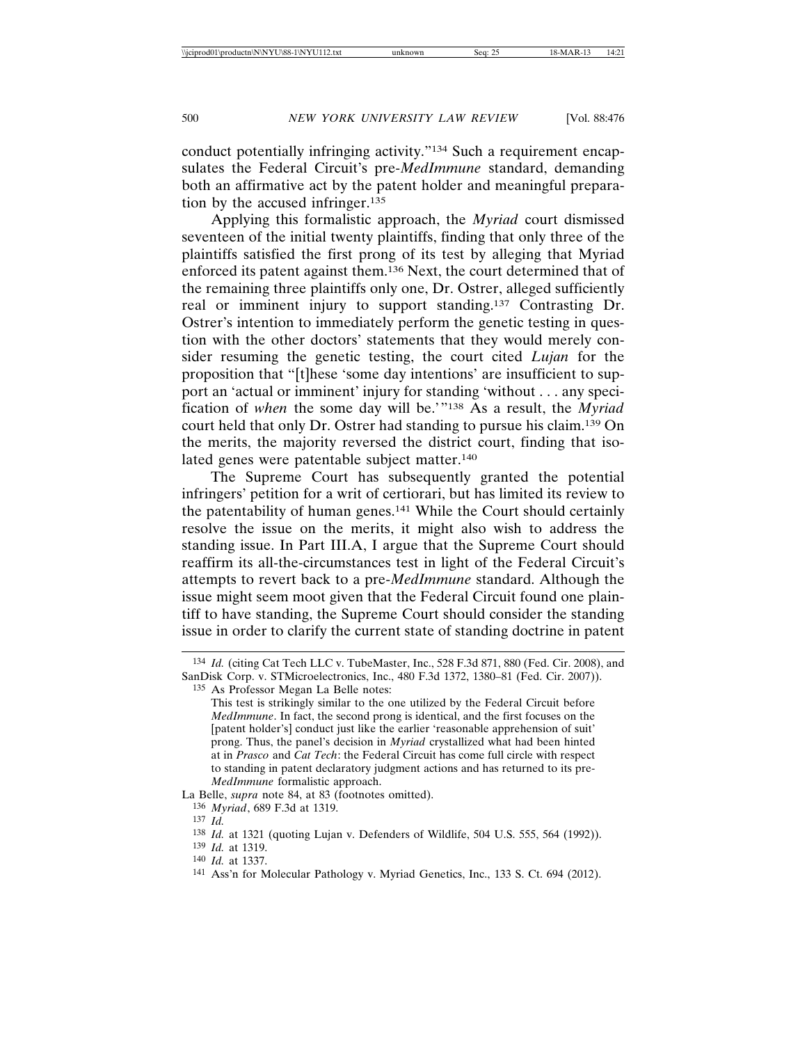conduct potentially infringing activity."[134] Such a requirement encapsulates the Federal Circuit's pre-*MedImmune* standard, demanding both an affirmative act by the patent holder and meaningful preparation by the accused infringer.[135]

Applying this formalistic approach, the *Myriad* court dismissed seventeen of the initial twenty plaintiffs, finding that only three of the plaintiffs satisfied the first prong of its test by alleging that Myriad enforced its patent against them.[136] Next, the court determined that of the remaining three plaintiffs only one, Dr. Ostrer, alleged sufficiently real or imminent injury to support standing.[137] Contrasting Dr. Ostrer's intention to immediately perform the genetic testing in question with the other doctors' statements that they would merely consider resuming the genetic testing, the court cited *Lujan* for the proposition that "[t]hese 'some day intentions' are insufficient to support an 'actual or imminent' injury for standing 'without . . . any specification of *when* the some day will be.'"[138] As a result, the *Myriad* court held that only Dr. Ostrer had standing to pursue his claim.[139] On the merits, the majority reversed the district court, finding that isolated genes were patentable subject matter.[140]

The Supreme Court has subsequently granted the potential infringers' petition for a writ of certiorari, but has limited its review to the patentability of human genes.[141] While the Court should certainly resolve the issue on the merits, it might also wish to address the standing issue. In Part III.A, I argue that the Supreme Court should reaffirm its all-the-circumstances test in light of the Federal Circuit's attempts to revert back to a pre-*MedImmune* standard. Although the issue might seem moot given that the Federal Circuit found one plaintiff to have standing, the Supreme Court should consider the standing issue in order to clarify the current state of standing doctrine in patent

---

[134] *Id.* (citing Cat Tech LLC v. TubeMaster, Inc., 528 F.3d 871, 880 (Fed. Cir. 2008), and SanDisk Corp. v. STMicroelectronics, Inc., 480 F.3d 1372, 1380–81 (Fed. Cir. 2007)).

[135] As Professor Megan La Belle notes:

> This test is strikingly similar to the one utilized by the Federal Circuit before *MedImmune*. In fact, the second prong is identical, and the first focuses on the [patent holder's] conduct just like the earlier 'reasonable apprehension of suit' prong. Thus, the panel's decision in *Myriad* crystallized what had been hinted at in *Prasco* and *Cat Tech*: the Federal Circuit has come full circle with respect to standing in patent declaratory judgment actions and has returned to its pre-*MedImmune* formalistic approach.

La Belle, *supra* note 84, at 83 (footnotes omitted).

[136] *Myriad*, 689 F.3d at 1319.

[137] *Id.*

[138] *Id.* at 1321 (quoting Lujan v. Defenders of Wildlife, 504 U.S. 555, 564 (1992)).

[139] *Id.* at 1319.

[140] *Id.* at 1337.

[141] Ass'n for Molecular Pathology v. Myriad Genetics, Inc., 133 S. Ct. 694 (2012).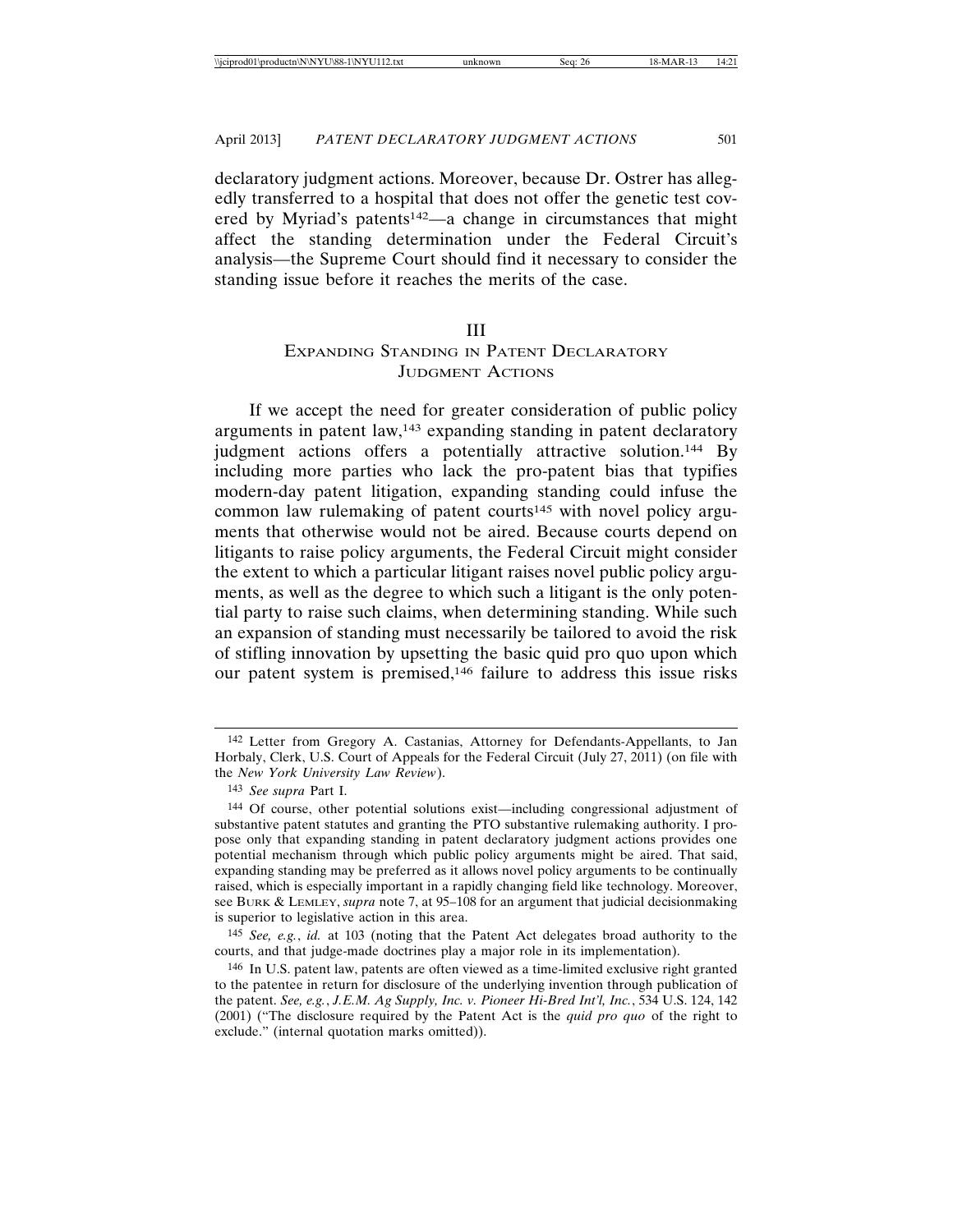declaratory judgment actions. Moreover, because Dr. Ostrer has allegedly transferred to a hospital that does not offer the genetic test covered by Myriad's patents[142]—a change in circumstances that might affect the standing determination under the Federal Circuit's analysis—the Supreme Court should find it necessary to consider the standing issue before it reaches the merits of the case.

## III
## Expanding Standing in Patent Declaratory Judgment Actions

If we accept the need for greater consideration of public policy arguments in patent law,[143] expanding standing in patent declaratory judgment actions offers a potentially attractive solution.[144] By including more parties who lack the pro-patent bias that typifies modern-day patent litigation, expanding standing could infuse the common law rulemaking of patent courts[145] with novel policy arguments that otherwise would not be aired. Because courts depend on litigants to raise policy arguments, the Federal Circuit might consider the extent to which a particular litigant raises novel public policy arguments, as well as the degree to which such a litigant is the only potential party to raise such claims, when determining standing. While such an expansion of standing must necessarily be tailored to avoid the risk of stifling innovation by upsetting the basic quid pro quo upon which our patent system is premised,[146] failure to address this issue risks

---

[142] Letter from Gregory A. Castanias, Attorney for Defendants-Appellants, to Jan Horbaly, Clerk, U.S. Court of Appeals for the Federal Circuit (July 27, 2011) (on file with the *New York University Law Review*).

[143] *See supra* Part I.

[144] Of course, other potential solutions exist—including congressional adjustment of substantive patent statutes and granting the PTO substantive rulemaking authority. I propose only that expanding standing in patent declaratory judgment actions provides one potential mechanism through which public policy arguments might be aired. That said, expanding standing may be preferred as it allows novel policy arguments to be continually raised, which is especially important in a rapidly changing field like technology. Moreover, see Burk & Lemley, *supra* note 7, at 95–108 for an argument that judicial decisionmaking is superior to legislative action in this area.

[145] *See, e.g.*, *id.* at 103 (noting that the Patent Act delegates broad authority to the courts, and that judge-made doctrines play a major role in its implementation).

[146] In U.S. patent law, patents are often viewed as a time-limited exclusive right granted to the patentee in return for disclosure of the underlying invention through publication of the patent. *See, e.g.*, *J.E.M. Ag Supply, Inc. v. Pioneer Hi-Bred Int'l, Inc.*, 534 U.S. 124, 142 (2001) ("The disclosure required by the Patent Act is the *quid pro quo* of the right to exclude." (internal quotation marks omitted)).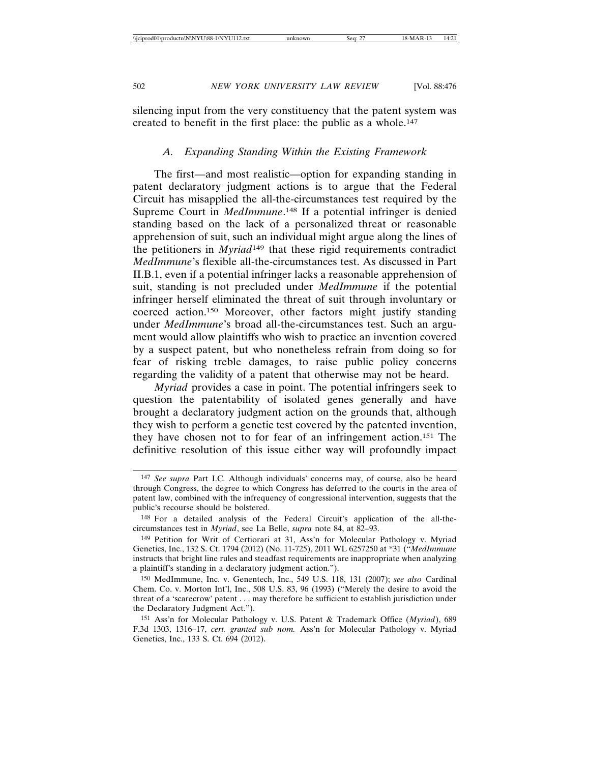silencing input from the very constituency that the patent system was created to benefit in the first place: the public as a whole.[147]

### *A. Expanding Standing Within the Existing Framework*

The first—and most realistic—option for expanding standing in patent declaratory judgment actions is to argue that the Federal Circuit has misapplied the all-the-circumstances test required by the Supreme Court in *MedImmune*.[148] If a potential infringer is denied standing based on the lack of a personalized threat or reasonable apprehension of suit, such an individual might argue along the lines of the petitioners in *Myriad*[149] that these rigid requirements contradict *MedImmune*'s flexible all-the-circumstances test. As discussed in Part II.B.1, even if a potential infringer lacks a reasonable apprehension of suit, standing is not precluded under *MedImmune* if the potential infringer herself eliminated the threat of suit through involuntary or coerced action.[150] Moreover, other factors might justify standing under *MedImmune*'s broad all-the-circumstances test. Such an argument would allow plaintiffs who wish to practice an invention covered by a suspect patent, but who nonetheless refrain from doing so for fear of risking treble damages, to raise public policy concerns regarding the validity of a patent that otherwise may not be heard.

*Myriad* provides a case in point. The potential infringers seek to question the patentability of isolated genes generally and have brought a declaratory judgment action on the grounds that, although they wish to perform a genetic test covered by the patented invention, they have chosen not to for fear of an infringement action.[151] The definitive resolution of this issue either way will profoundly impact

---

[147] *See supra* Part I.C. Although individuals' concerns may, of course, also be heard through Congress, the degree to which Congress has deferred to the courts in the area of patent law, combined with the infrequency of congressional intervention, suggests that the public's recourse should be bolstered.

[148] For a detailed analysis of the Federal Circuit's application of the all-the-circumstances test in *Myriad*, see La Belle, *supra* note 84, at 82–93.

[149] Petition for Writ of Certiorari at 31, Ass'n for Molecular Pathology v. Myriad Genetics, Inc., 132 S. Ct. 1794 (2012) (No. 11-725), 2011 WL 6257250 at *31 ("*MedImmune* instructs that bright line rules and steadfast requirements are inappropriate when analyzing a plaintiff's standing in a declaratory judgment action.").

[150] MedImmune, Inc. v. Genentech, Inc., 549 U.S. 118, 131 (2007); *see also* Cardinal Chem. Co. v. Morton Int'l, Inc., 508 U.S. 83, 96 (1993) ("Merely the desire to avoid the threat of a 'scarecrow' patent . . . may therefore be sufficient to establish jurisdiction under the Declaratory Judgment Act.").

[151] Ass'n for Molecular Pathology v. U.S. Patent & Trademark Office (*Myriad*), 689 F.3d 1303, 1316–17, *cert. granted sub nom.* Ass'n for Molecular Pathology v. Myriad Genetics, Inc., 133 S. Ct. 694 (2012).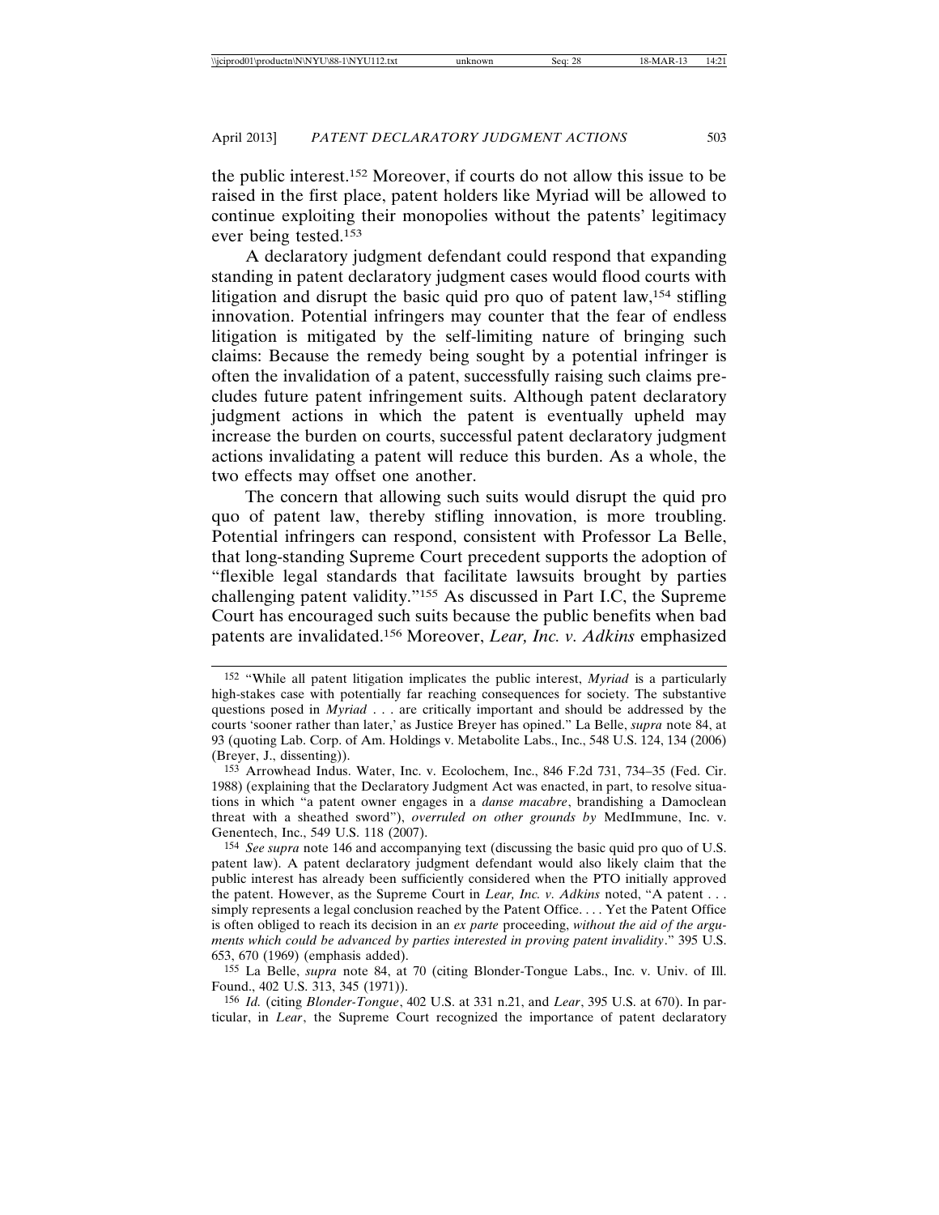the public interest.[152] Moreover, if courts do not allow this issue to be raised in the first place, patent holders like Myriad will be allowed to continue exploiting their monopolies without the patents' legitimacy ever being tested.[153]

A declaratory judgment defendant could respond that expanding standing in patent declaratory judgment cases would flood courts with litigation and disrupt the basic quid pro quo of patent law,[154] stifling innovation. Potential infringers may counter that the fear of endless litigation is mitigated by the self-limiting nature of bringing such claims: Because the remedy being sought by a potential infringer is often the invalidation of a patent, successfully raising such claims precludes future patent infringement suits. Although patent declaratory judgment actions in which the patent is eventually upheld may increase the burden on courts, successful patent declaratory judgment actions invalidating a patent will reduce this burden. As a whole, the two effects may offset one another.

The concern that allowing such suits would disrupt the quid pro quo of patent law, thereby stifling innovation, is more troubling. Potential infringers can respond, consistent with Professor La Belle, that long-standing Supreme Court precedent supports the adoption of "flexible legal standards that facilitate lawsuits brought by parties challenging patent validity."[155] As discussed in Part I.C, the Supreme Court has encouraged such suits because the public benefits when bad patents are invalidated.[156] Moreover, *Lear, Inc. v. Adkins* emphasized

---

[152] "While all patent litigation implicates the public interest, *Myriad* is a particularly high-stakes case with potentially far reaching consequences for society. The substantive questions posed in *Myriad* . . . are critically important and should be addressed by the courts 'sooner rather than later,' as Justice Breyer has opined." La Belle, *supra* note 84, at 93 (quoting Lab. Corp. of Am. Holdings v. Metabolite Labs., Inc., 548 U.S. 124, 134 (2006) (Breyer, J., dissenting)).

[153] Arrowhead Indus. Water, Inc. v. Ecolochem, Inc., 846 F.2d 731, 734–35 (Fed. Cir. 1988) (explaining that the Declaratory Judgment Act was enacted, in part, to resolve situations in which "a patent owner engages in a *danse macabre*, brandishing a Damoclean threat with a sheathed sword"), *overruled on other grounds by* MedImmune, Inc. v. Genentech, Inc., 549 U.S. 118 (2007).

[154] *See supra* note 146 and accompanying text (discussing the basic quid pro quo of U.S. patent law). A patent declaratory judgment defendant would also likely claim that the public interest has already been sufficiently considered when the PTO initially approved the patent. However, as the Supreme Court in *Lear, Inc. v. Adkins* noted, "A patent . . . simply represents a legal conclusion reached by the Patent Office. . . . Yet the Patent Office is often obliged to reach its decision in an *ex parte* proceeding, *without the aid of the arguments which could be advanced by parties interested in proving patent invalidity*." 395 U.S. 653, 670 (1969) (emphasis added).

[155] La Belle, *supra* note 84, at 70 (citing Blonder-Tongue Labs., Inc. v. Univ. of Ill. Found., 402 U.S. 313, 345 (1971)).

[156] *Id.* (citing *Blonder-Tongue*, 402 U.S. at 331 n.21, and *Lear*, 395 U.S. at 670). In particular, in *Lear*, the Supreme Court recognized the importance of patent declaratory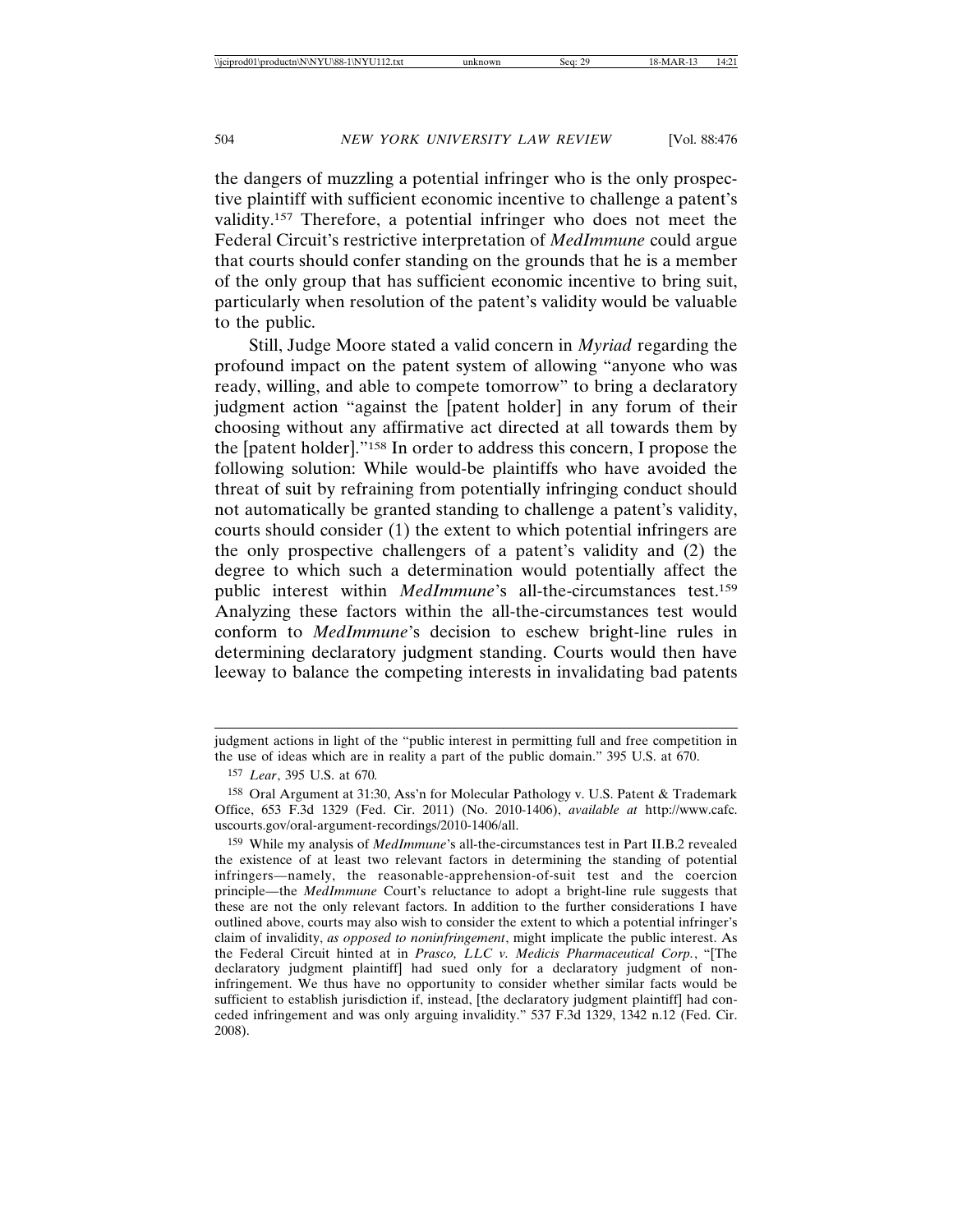the dangers of muzzling a potential infringer who is the only prospective plaintiff with sufficient economic incentive to challenge a patent's validity.[157] Therefore, a potential infringer who does not meet the Federal Circuit's restrictive interpretation of *MedImmune* could argue that courts should confer standing on the grounds that he is a member of the only group that has sufficient economic incentive to bring suit, particularly when resolution of the patent's validity would be valuable to the public.

Still, Judge Moore stated a valid concern in *Myriad* regarding the profound impact on the patent system of allowing "anyone who was ready, willing, and able to compete tomorrow" to bring a declaratory judgment action "against the [patent holder] in any forum of their choosing without any affirmative act directed at all towards them by the [patent holder]."[158] In order to address this concern, I propose the following solution: While would-be plaintiffs who have avoided the threat of suit by refraining from potentially infringing conduct should not automatically be granted standing to challenge a patent's validity, courts should consider (1) the extent to which potential infringers are the only prospective challengers of a patent's validity and (2) the degree to which such a determination would potentially affect the public interest within *MedImmune*'s all-the-circumstances test.[159] Analyzing these factors within the all-the-circumstances test would conform to *MedImmune*'s decision to eschew bright-line rules in determining declaratory judgment standing. Courts would then have leeway to balance the competing interests in invalidating bad patents

---

judgment actions in light of the "public interest in permitting full and free competition in the use of ideas which are in reality a part of the public domain." 395 U.S. at 670.

[157] *Lear*, 395 U.S. at 670.

[158] Oral Argument at 31:30, Ass'n for Molecular Pathology v. U.S. Patent & Trademark Office, 653 F.3d 1329 (Fed. Cir. 2011) (No. 2010-1406), *available at* http://www.cafc.uscourts.gov/oral-argument-recordings/2010-1406/all.

[159] While my analysis of *MedImmune*'s all-the-circumstances test in Part II.B.2 revealed the existence of at least two relevant factors in determining the standing of potential infringers—namely, the reasonable-apprehension-of-suit test and the coercion principle—the *MedImmune* Court's reluctance to adopt a bright-line rule suggests that these are not the only relevant factors. In addition to the further considerations I have outlined above, courts may also wish to consider the extent to which a potential infringer's claim of invalidity, *as opposed to noninfringement*, might implicate the public interest. As the Federal Circuit hinted at in *Prasco, LLC v. Medicis Pharmaceutical Corp.*, "[The declaratory judgment plaintiff] had sued only for a declaratory judgment of non-infringement. We thus have no opportunity to consider whether similar facts would be sufficient to establish jurisdiction if, instead, [the declaratory judgment plaintiff] had conceded infringement and was only arguing invalidity." 537 F.3d 1329, 1342 n.12 (Fed. Cir. 2008).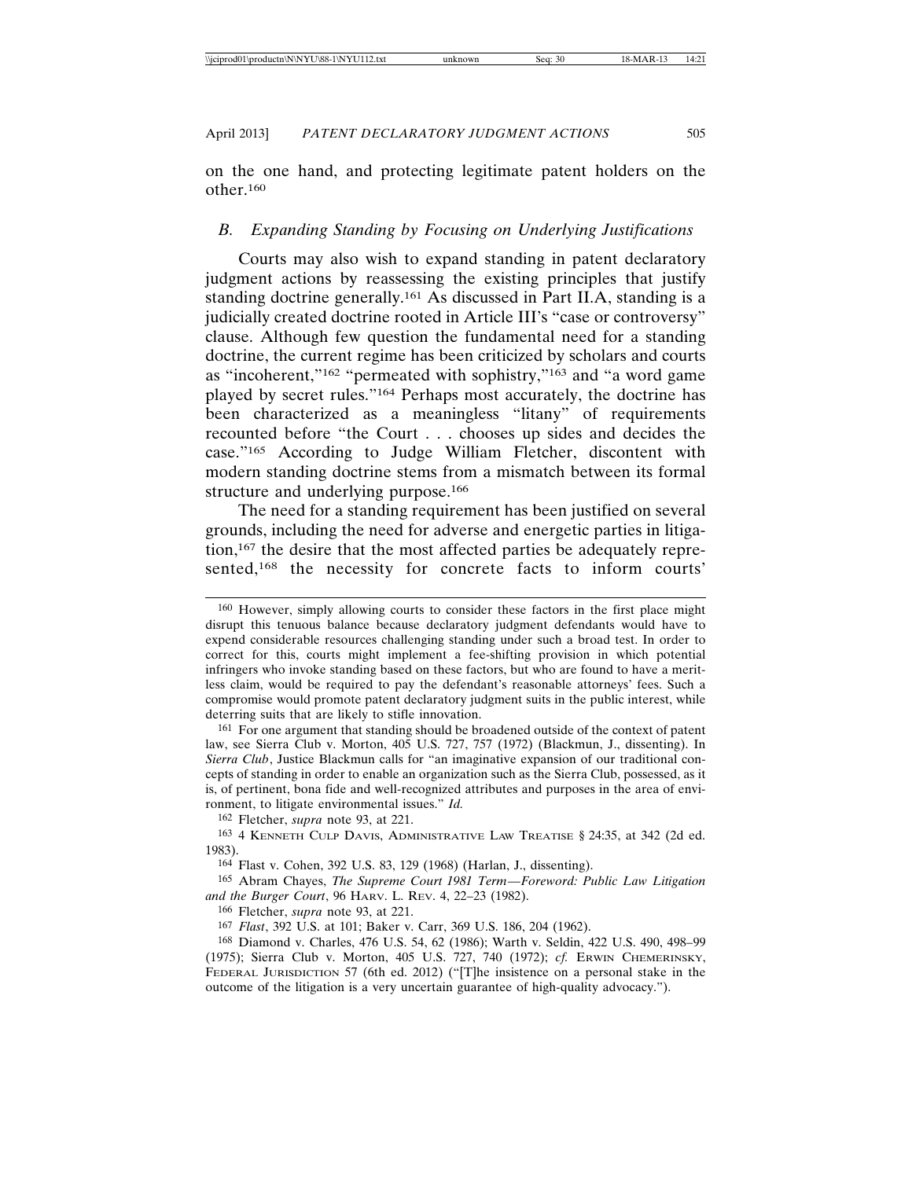on the one hand, and protecting legitimate patent holders on the other.[160]

### B. *Expanding Standing by Focusing on Underlying Justifications*

Courts may also wish to expand standing in patent declaratory judgment actions by reassessing the existing principles that justify standing doctrine generally.[161] As discussed in Part II.A, standing is a judicially created doctrine rooted in Article III's "case or controversy" clause. Although few question the fundamental need for a standing doctrine, the current regime has been criticized by scholars and courts as "incoherent,"[162] "permeated with sophistry,"[163] and "a word game played by secret rules."[164] Perhaps most accurately, the doctrine has been characterized as a meaningless "litany" of requirements recounted before "the Court . . . chooses up sides and decides the case."[165] According to Judge William Fletcher, discontent with modern standing doctrine stems from a mismatch between its formal structure and underlying purpose.[166]

The need for a standing requirement has been justified on several grounds, including the need for adverse and energetic parties in litigation,[167] the desire that the most affected parties be adequately represented,[168] the necessity for concrete facts to inform courts'

---

160 However, simply allowing courts to consider these factors in the first place might disrupt this tenuous balance because declaratory judgment defendants would have to expend considerable resources challenging standing under such a broad test. In order to correct for this, courts might implement a fee-shifting provision in which potential infringers who invoke standing based on these factors, but who are found to have a meritless claim, would be required to pay the defendant's reasonable attorneys' fees. Such a compromise would promote patent declaratory judgment suits in the public interest, while deterring suits that are likely to stifle innovation.

161 For one argument that standing should be broadened outside of the context of patent law, see Sierra Club v. Morton, 405 U.S. 727, 757 (1972) (Blackmun, J., dissenting). In *Sierra Club*, Justice Blackmun calls for "an imaginative expansion of our traditional concepts of standing in order to enable an organization such as the Sierra Club, possessed, as it is, of pertinent, bona fide and well-recognized attributes and purposes in the area of environment, to litigate environmental issues." *Id.*

162 Fletcher, *supra* note 93, at 221.

163 4 KENNETH CULP DAVIS, ADMINISTRATIVE LAW TREATISE § 24:35, at 342 (2d ed. 1983).

164 Flast v. Cohen, 392 U.S. 83, 129 (1968) (Harlan, J., dissenting).

165 Abram Chayes, *The Supreme Court 1981 Term—Foreword: Public Law Litigation and the Burger Court*, 96 HARV. L. REV. 4, 22–23 (1982).

166 Fletcher, *supra* note 93, at 221.

167 *Flast*, 392 U.S. at 101; Baker v. Carr, 369 U.S. 186, 204 (1962).

168 Diamond v. Charles, 476 U.S. 54, 62 (1986); Warth v. Seldin, 422 U.S. 490, 498–99 (1975); Sierra Club v. Morton, 405 U.S. 727, 740 (1972); *cf.* ERWIN CHEMERINSKY, FEDERAL JURISDICTION 57 (6th ed. 2012) ("[T]he insistence on a personal stake in the outcome of the litigation is a very uncertain guarantee of high-quality advocacy.").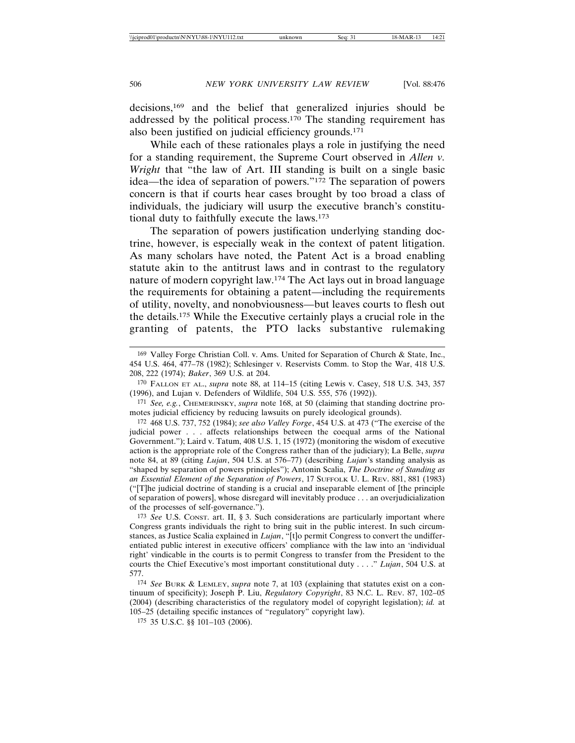decisions,[169] and the belief that generalized injuries should be addressed by the political process.[170] The standing requirement has also been justified on judicial efficiency grounds.[171]

While each of these rationales plays a role in justifying the need for a standing requirement, the Supreme Court observed in *Allen v. Wright* that "the law of Art. III standing is built on a single basic idea—the idea of separation of powers."[172] The separation of powers concern is that if courts hear cases brought by too broad a class of individuals, the judiciary will usurp the executive branch's constitutional duty to faithfully execute the laws.[173]

The separation of powers justification underlying standing doctrine, however, is especially weak in the context of patent litigation. As many scholars have noted, the Patent Act is a broad enabling statute akin to the antitrust laws and in contrast to the regulatory nature of modern copyright law.[174] The Act lays out in broad language the requirements for obtaining a patent—including the requirements of utility, novelty, and nonobviousness—but leaves courts to flesh out the details.[175] While the Executive certainly plays a crucial role in the granting of patents, the PTO lacks substantive rulemaking

---

[169] Valley Forge Christian Coll. v. Ams. United for Separation of Church & State, Inc., 454 U.S. 464, 477–78 (1982); Schlesinger v. Reservists Comm. to Stop the War, 418 U.S. 208, 222 (1974); *Baker*, 369 U.S. at 204.

[170] FALLON ET AL., *supra* note 88, at 114–15 (citing Lewis v. Casey, 518 U.S. 343, 357 (1996), and Lujan v. Defenders of Wildlife, 504 U.S. 555, 576 (1992)).

[171] *See, e.g.*, CHEMERINSKY, *supra* note 168, at 50 (claiming that standing doctrine promotes judicial efficiency by reducing lawsuits on purely ideological grounds).

[172] 468 U.S. 737, 752 (1984); *see also Valley Forge*, 454 U.S. at 473 ("The exercise of the judicial power . . . affects relationships between the coequal arms of the National Government."); Laird v. Tatum, 408 U.S. 1, 15 (1972) (monitoring the wisdom of executive action is the appropriate role of the Congress rather than of the judiciary); La Belle, *supra* note 84, at 89 (citing *Lujan*, 504 U.S. at 576–77) (describing *Lujan*'s standing analysis as "shaped by separation of powers principles"); Antonin Scalia, *The Doctrine of Standing as an Essential Element of the Separation of Powers*, 17 SUFFOLK U. L. REV. 881, 881 (1983) ("[T]he judicial doctrine of standing is a crucial and inseparable element of [the principle of separation of powers], whose disregard will inevitably produce . . . an overjudicialization of the processes of self-governance.").

[173] *See* U.S. CONST. art. II, § 3. Such considerations are particularly important where Congress grants individuals the right to bring suit in the public interest. In such circumstances, as Justice Scalia explained in *Lujan*, "[t]o permit Congress to convert the undifferentiated public interest in executive officers' compliance with the law into an 'individual right' vindicable in the courts is to permit Congress to transfer from the President to the courts the Chief Executive's most important constitutional duty . . . ." *Lujan*, 504 U.S. at 577.

[174] *See* BURK & LEMLEY, *supra* note 7, at 103 (explaining that statutes exist on a continuum of specificity); Joseph P. Liu, *Regulatory Copyright*, 83 N.C. L. REV. 87, 102–05 (2004) (describing characteristics of the regulatory model of copyright legislation); *id.* at 105–25 (detailing specific instances of "regulatory" copyright law).

[175] 35 U.S.C. §§ 101–103 (2006).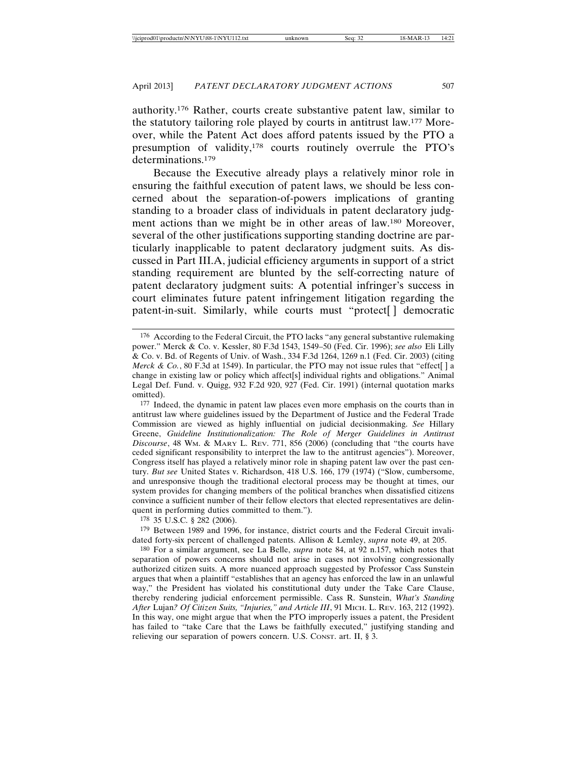authority.[176] Rather, courts create substantive patent law, similar to the statutory tailoring role played by courts in antitrust law.[177] Moreover, while the Patent Act does afford patents issued by the PTO a presumption of validity,[178] courts routinely overrule the PTO's determinations.[179]

Because the Executive already plays a relatively minor role in ensuring the faithful execution of patent laws, we should be less concerned about the separation-of-powers implications of granting standing to a broader class of individuals in patent declaratory judgment actions than we might be in other areas of law.[180] Moreover, several of the other justifications supporting standing doctrine are particularly inapplicable to patent declaratory judgment suits. As discussed in Part III.A, judicial efficiency arguments in support of a strict standing requirement are blunted by the self-correcting nature of patent declaratory judgment suits: A potential infringer's success in court eliminates future patent infringement litigation regarding the patent-in-suit. Similarly, while courts must "protect[ ] democratic

---

[176] According to the Federal Circuit, the PTO lacks "any general substantive rulemaking power." Merck & Co. v. Kessler, 80 F.3d 1543, 1549–50 (Fed. Cir. 1996); *see also* Eli Lilly & Co. v. Bd. of Regents of Univ. of Wash., 334 F.3d 1264, 1269 n.1 (Fed. Cir. 2003) (citing *Merck & Co.*, 80 F.3d at 1549). In particular, the PTO may not issue rules that "effect[ ] a change in existing law or policy which affect[s] individual rights and obligations." Animal Legal Def. Fund. v. Quigg, 932 F.2d 920, 927 (Fed. Cir. 1991) (internal quotation marks omitted).

[177] Indeed, the dynamic in patent law places even more emphasis on the courts than in antitrust law where guidelines issued by the Department of Justice and the Federal Trade Commission are viewed as highly influential on judicial decisionmaking. *See* Hillary Greene, *Guideline Institutionalization: The Role of Merger Guidelines in Antitrust Discourse*, 48 WM. & MARY L. REV. 771, 856 (2006) (concluding that "the courts have ceded significant responsibility to interpret the law to the antitrust agencies"). Moreover, Congress itself has played a relatively minor role in shaping patent law over the past century. *But see* United States v. Richardson, 418 U.S. 166, 179 (1974) ("Slow, cumbersome, and unresponsive though the traditional electoral process may be thought at times, our system provides for changing members of the political branches when dissatisfied citizens convince a sufficient number of their fellow electors that elected representatives are delinquent in performing duties committed to them.").

[178] 35 U.S.C. § 282 (2006).

[179] Between 1989 and 1996, for instance, district courts and the Federal Circuit invalidated forty-six percent of challenged patents. Allison & Lemley, *supra* note 49, at 205.

[180] For a similar argument, see La Belle, *supra* note 84, at 92 n.157, which notes that separation of powers concerns should not arise in cases not involving congressionally authorized citizen suits. A more nuanced approach suggested by Professor Cass Sunstein argues that when a plaintiff "establishes that an agency has enforced the law in an unlawful way," the President has violated his constitutional duty under the Take Care Clause, thereby rendering judicial enforcement permissible. Cass R. Sunstein, *What's Standing After* Lujan*? Of Citizen Suits, "Injuries," and Article III*, 91 MICH. L. REV. 163, 212 (1992). In this way, one might argue that when the PTO improperly issues a patent, the President has failed to "take Care that the Laws be faithfully executed," justifying standing and relieving our separation of powers concern. U.S. CONST. art. II, § 3.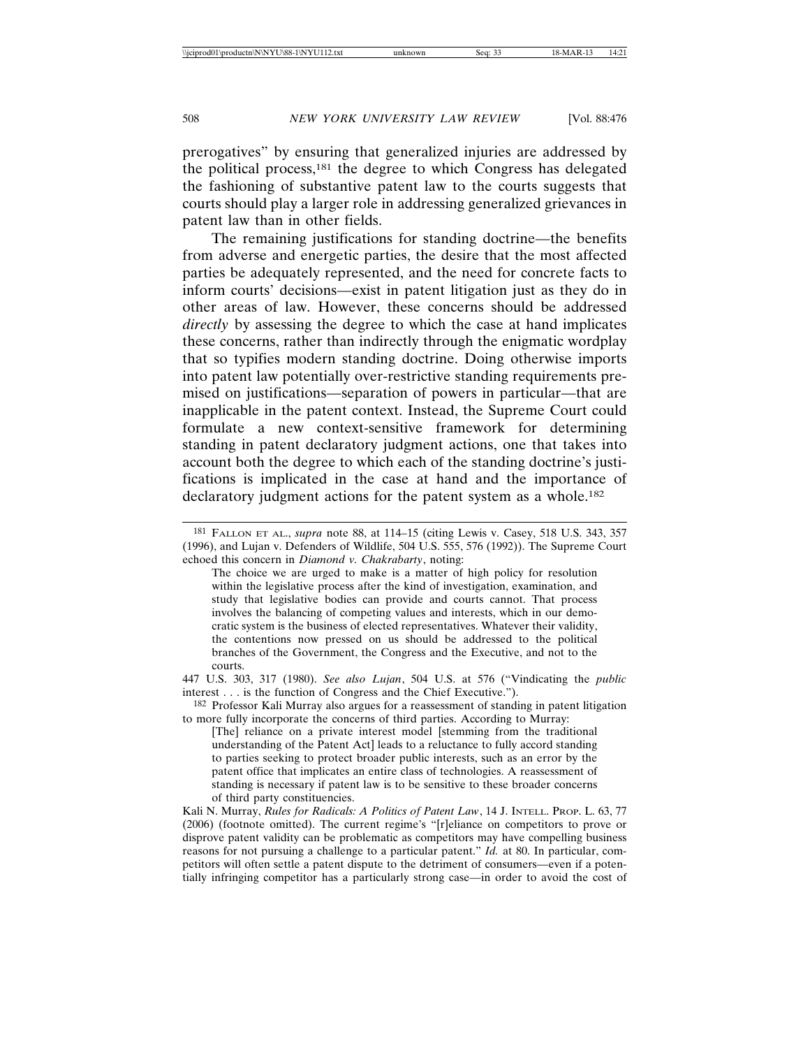prerogatives" by ensuring that generalized injuries are addressed by the political process,[181] the degree to which Congress has delegated the fashioning of substantive patent law to the courts suggests that courts should play a larger role in addressing generalized grievances in patent law than in other fields.

The remaining justifications for standing doctrine—the benefits from adverse and energetic parties, the desire that the most affected parties be adequately represented, and the need for concrete facts to inform courts' decisions—exist in patent litigation just as they do in other areas of law. However, these concerns should be addressed *directly* by assessing the degree to which the case at hand implicates these concerns, rather than indirectly through the enigmatic wordplay that so typifies modern standing doctrine. Doing otherwise imports into patent law potentially over-restrictive standing requirements premised on justifications—separation of powers in particular—that are inapplicable in the patent context. Instead, the Supreme Court could formulate a new context-sensitive framework for determining standing in patent declaratory judgment actions, one that takes into account both the degree to which each of the standing doctrine's justifications is implicated in the case at hand and the importance of declaratory judgment actions for the patent system as a whole.[182]

---

[181] FALLON ET AL., *supra* note 88, at 114–15 (citing Lewis v. Casey, 518 U.S. 343, 357 (1996), and Lujan v. Defenders of Wildlife, 504 U.S. 555, 576 (1992)). The Supreme Court echoed this concern in *Diamond v. Chakrabarty*, noting:

> The choice we are urged to make is a matter of high policy for resolution within the legislative process after the kind of investigation, examination, and study that legislative bodies can provide and courts cannot. That process involves the balancing of competing values and interests, which in our democratic system is the business of elected representatives. Whatever their validity, the contentions now pressed on us should be addressed to the political branches of the Government, the Congress and the Executive, and not to the courts.

447 U.S. 303, 317 (1980). *See also Lujan*, 504 U.S. at 576 ("Vindicating the *public* interest . . . is the function of Congress and the Chief Executive.").

[182] Professor Kali Murray also argues for a reassessment of standing in patent litigation to more fully incorporate the concerns of third parties. According to Murray:

> [The] reliance on a private interest model [stemming from the traditional understanding of the Patent Act] leads to a reluctance to fully accord standing to parties seeking to protect broader public interests, such as an error by the patent office that implicates an entire class of technologies. A reassessment of standing is necessary if patent law is to be sensitive to these broader concerns of third party constituencies.

Kali N. Murray, *Rules for Radicals: A Politics of Patent Law*, 14 J. INTELL. PROP. L. 63, 77 (2006) (footnote omitted). The current regime's "[r]eliance on competitors to prove or disprove patent validity can be problematic as competitors may have compelling business reasons for not pursuing a challenge to a particular patent." *Id.* at 80. In particular, competitors will often settle a patent dispute to the detriment of consumers—even if a potentially infringing competitor has a particularly strong case—in order to avoid the cost of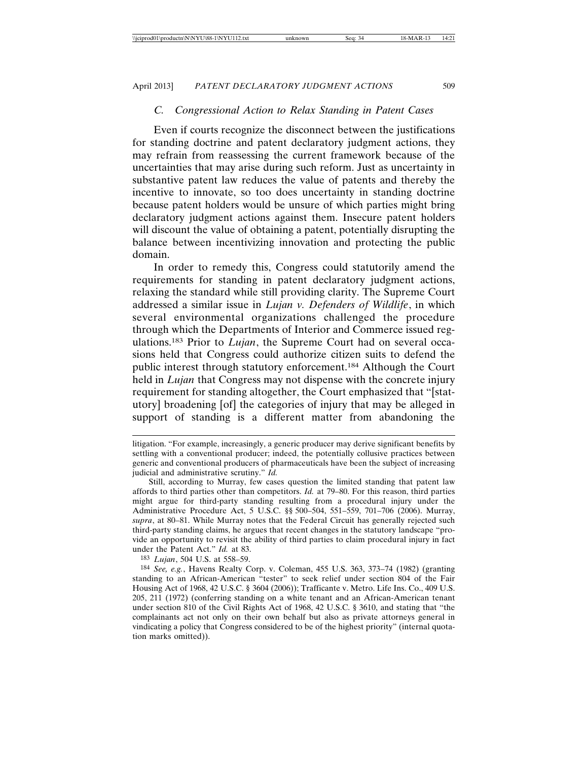### *C. Congressional Action to Relax Standing in Patent Cases*

Even if courts recognize the disconnect between the justifications for standing doctrine and patent declaratory judgment actions, they may refrain from reassessing the current framework because of the uncertainties that may arise during such reform. Just as uncertainty in substantive patent law reduces the value of patents and thereby the incentive to innovate, so too does uncertainty in standing doctrine because patent holders would be unsure of which parties might bring declaratory judgment actions against them. Insecure patent holders will discount the value of obtaining a patent, potentially disrupting the balance between incentivizing innovation and protecting the public domain.

In order to remedy this, Congress could statutorily amend the requirements for standing in patent declaratory judgment actions, relaxing the standard while still providing clarity. The Supreme Court addressed a similar issue in *Lujan v. Defenders of Wildlife*, in which several environmental organizations challenged the procedure through which the Departments of Interior and Commerce issued regulations.[183] Prior to *Lujan*, the Supreme Court had on several occasions held that Congress could authorize citizen suits to defend the public interest through statutory enforcement.[184] Although the Court held in *Lujan* that Congress may not dispense with the concrete injury requirement for standing altogether, the Court emphasized that "[statutory] broadening [of] the categories of injury that may be alleged in support of standing is a different matter from abandoning the

---

litigation. "For example, increasingly, a generic producer may derive significant benefits by settling with a conventional producer; indeed, the potentially collusive practices between generic and conventional producers of pharmaceuticals have been the subject of increasing judicial and administrative scrutiny." *Id.*

Still, according to Murray, few cases question the limited standing that patent law affords to third parties other than competitors. *Id.* at 79–80. For this reason, third parties might argue for third-party standing resulting from a procedural injury under the Administrative Procedure Act, 5 U.S.C. §§ 500–504, 551–559, 701–706 (2006). Murray, *supra*, at 80–81. While Murray notes that the Federal Circuit has generally rejected such third-party standing claims, he argues that recent changes in the statutory landscape "provide an opportunity to revisit the ability of third parties to claim procedural injury in fact under the Patent Act." *Id.* at 83.

[183] *Lujan*, 504 U.S. at 558–59.

[184] *See, e.g.*, Havens Realty Corp. v. Coleman, 455 U.S. 363, 373–74 (1982) (granting standing to an African-American "tester" to seek relief under section 804 of the Fair Housing Act of 1968, 42 U.S.C. § 3604 (2006)); Trafficante v. Metro. Life Ins. Co., 409 U.S. 205, 211 (1972) (conferring standing on a white tenant and an African-American tenant under section 810 of the Civil Rights Act of 1968, 42 U.S.C. § 3610, and stating that "the complainants act not only on their own behalf but also as private attorneys general in vindicating a policy that Congress considered to be of the highest priority" (internal quotation marks omitted)).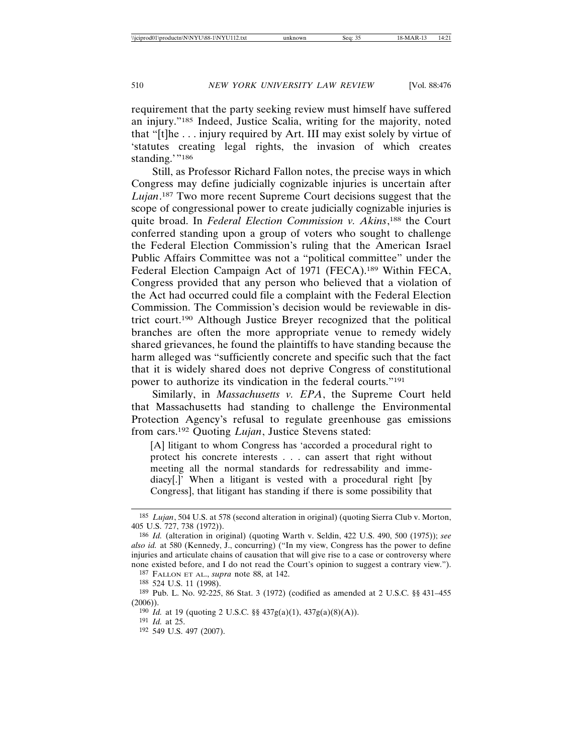requirement that the party seeking review must himself have suffered an injury."[185] Indeed, Justice Scalia, writing for the majority, noted that "[t]he . . . injury required by Art. III may exist solely by virtue of 'statutes creating legal rights, the invasion of which creates standing.'"[186]

Still, as Professor Richard Fallon notes, the precise ways in which Congress may define judicially cognizable injuries is uncertain after *Lujan*.[187] Two more recent Supreme Court decisions suggest that the scope of congressional power to create judicially cognizable injuries is quite broad. In *Federal Election Commission v. Akins*,[188] the Court conferred standing upon a group of voters who sought to challenge the Federal Election Commission's ruling that the American Israel Public Affairs Committee was not a "political committee" under the Federal Election Campaign Act of 1971 (FECA).[189] Within FECA, Congress provided that any person who believed that a violation of the Act had occurred could file a complaint with the Federal Election Commission. The Commission's decision would be reviewable in district court.[190] Although Justice Breyer recognized that the political branches are often the more appropriate venue to remedy widely shared grievances, he found the plaintiffs to have standing because the harm alleged was "sufficiently concrete and specific such that the fact that it is widely shared does not deprive Congress of constitutional power to authorize its vindication in the federal courts."[191]

Similarly, in *Massachusetts v. EPA*, the Supreme Court held that Massachusetts had standing to challenge the Environmental Protection Agency's refusal to regulate greenhouse gas emissions from cars.[192] Quoting *Lujan*, Justice Stevens stated:

> [A] litigant to whom Congress has 'accorded a procedural right to protect his concrete interests . . . can assert that right without meeting all the normal standards for redressability and immediacy[.]' When a litigant is vested with a procedural right [by Congress], that litigant has standing if there is some possibility that

---

185 *Lujan*, 504 U.S. at 578 (second alteration in original) (quoting Sierra Club v. Morton, 405 U.S. 727, 738 (1972)).

186 *Id.* (alteration in original) (quoting Warth v. Seldin, 422 U.S. 490, 500 (1975)); *see also id.* at 580 (Kennedy, J., concurring) ("In my view, Congress has the power to define injuries and articulate chains of causation that will give rise to a case or controversy where none existed before, and I do not read the Court's opinion to suggest a contrary view.").

187 FALLON ET AL., *supra* note 88, at 142.

188 524 U.S. 11 (1998).

189 Pub. L. No. 92-225, 86 Stat. 3 (1972) (codified as amended at 2 U.S.C. §§ 431–455 (2006)).

190 *Id.* at 19 (quoting 2 U.S.C. §§ 437g(a)(1), 437g(a)(8)(A)).

191 *Id.* at 25.

192 549 U.S. 497 (2007).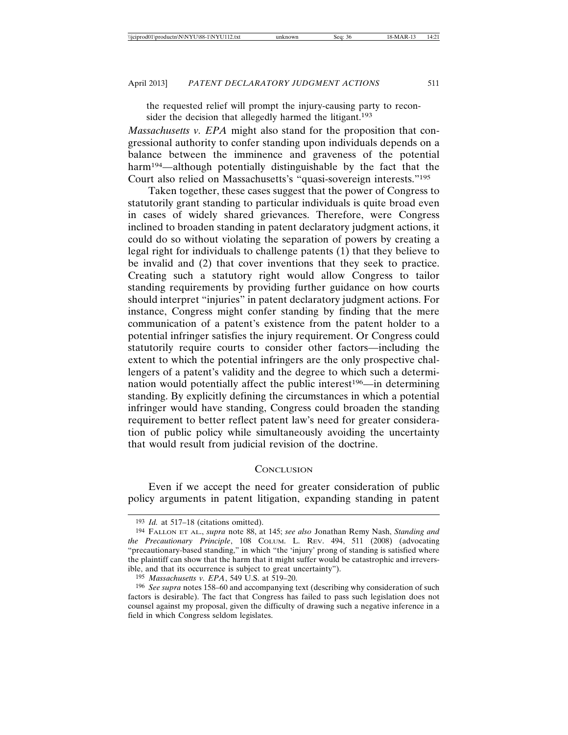the requested relief will prompt the injury-causing party to reconsider the decision that allegedly harmed the litigant.[193]

*Massachusetts v. EPA* might also stand for the proposition that congressional authority to confer standing upon individuals depends on a balance between the imminence and graveness of the potential harm[194]—although potentially distinguishable by the fact that the Court also relied on Massachusetts's "quasi-sovereign interests."[195]

Taken together, these cases suggest that the power of Congress to statutorily grant standing to particular individuals is quite broad even in cases of widely shared grievances. Therefore, were Congress inclined to broaden standing in patent declaratory judgment actions, it could do so without violating the separation of powers by creating a legal right for individuals to challenge patents (1) that they believe to be invalid and (2) that cover inventions that they seek to practice. Creating such a statutory right would allow Congress to tailor standing requirements by providing further guidance on how courts should interpret "injuries" in patent declaratory judgment actions. For instance, Congress might confer standing by finding that the mere communication of a patent's existence from the patent holder to a potential infringer satisfies the injury requirement. Or Congress could statutorily require courts to consider other factors—including the extent to which the potential infringers are the only prospective challengers of a patent's validity and the degree to which such a determination would potentially affect the public interest[196]—in determining standing. By explicitly defining the circumstances in which a potential infringer would have standing, Congress could broaden the standing requirement to better reflect patent law's need for greater consideration of public policy while simultaneously avoiding the uncertainty that would result from judicial revision of the doctrine.

## Conclusion

Even if we accept the need for greater consideration of public policy arguments in patent litigation, expanding standing in patent

---

[193] *Id.* at 517–18 (citations omitted).

[194] Fallon et al., *supra* note 88, at 145; *see also* Jonathan Remy Nash, *Standing and the Precautionary Principle*, 108 Colum. L. Rev. 494, 511 (2008) (advocating "precautionary-based standing," in which "the 'injury' prong of standing is satisfied where the plaintiff can show that the harm that it might suffer would be catastrophic and irreversible, and that its occurrence is subject to great uncertainty").

[195] *Massachusetts v. EPA*, 549 U.S. at 519–20.

[196] *See supra* notes 158–60 and accompanying text (describing why consideration of such factors is desirable). The fact that Congress has failed to pass such legislation does not counsel against my proposal, given the difficulty of drawing such a negative inference in a field in which Congress seldom legislates.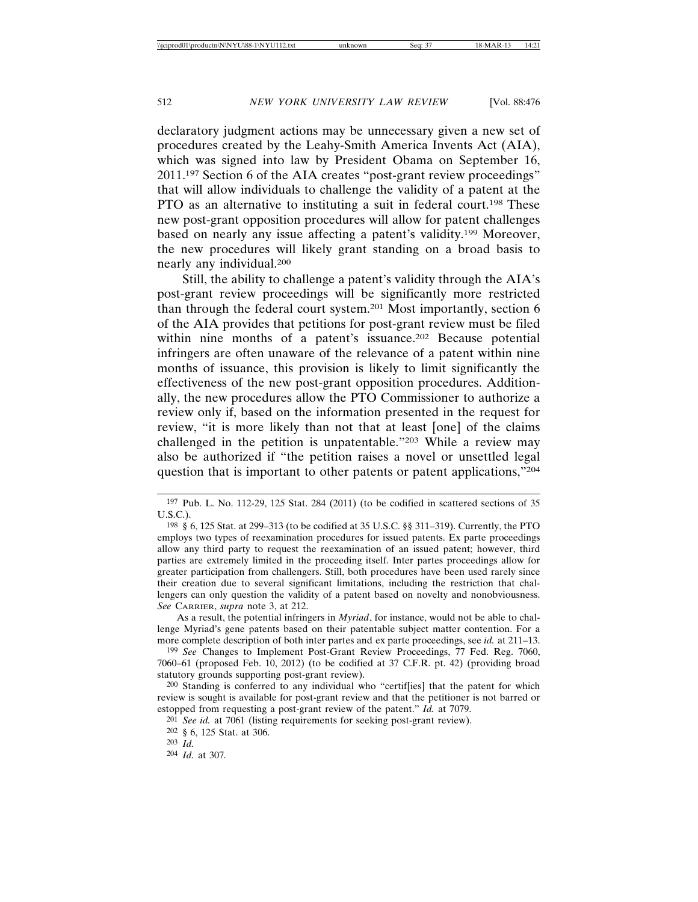declaratory judgment actions may be unnecessary given a new set of procedures created by the Leahy-Smith America Invents Act (AIA), which was signed into law by President Obama on September 16, 2011.[197] Section 6 of the AIA creates "post-grant review proceedings" that will allow individuals to challenge the validity of a patent at the PTO as an alternative to instituting a suit in federal court.[198] These new post-grant opposition procedures will allow for patent challenges based on nearly any issue affecting a patent's validity.[199] Moreover, the new procedures will likely grant standing on a broad basis to nearly any individual.[200]

Still, the ability to challenge a patent's validity through the AIA's post-grant review proceedings will be significantly more restricted than through the federal court system.[201] Most importantly, section 6 of the AIA provides that petitions for post-grant review must be filed within nine months of a patent's issuance.[202] Because potential infringers are often unaware of the relevance of a patent within nine months of issuance, this provision is likely to limit significantly the effectiveness of the new post-grant opposition procedures. Additionally, the new procedures allow the PTO Commissioner to authorize a review only if, based on the information presented in the request for review, "it is more likely than not that at least [one] of the claims challenged in the petition is unpatentable."[203] While a review may also be authorized if "the petition raises a novel or unsettled legal question that is important to other patents or patent applications,"[204]

---

[197] Pub. L. No. 112-29, 125 Stat. 284 (2011) (to be codified in scattered sections of 35 U.S.C.).

[198] § 6, 125 Stat. at 299–313 (to be codified at 35 U.S.C. §§ 311–319). Currently, the PTO employs two types of reexamination procedures for issued patents. Ex parte proceedings allow any third party to request the reexamination of an issued patent; however, third parties are extremely limited in the proceeding itself. Inter partes proceedings allow for greater participation from challengers. Still, both procedures have been used rarely since their creation due to several significant limitations, including the restriction that challengers can only question the validity of a patent based on novelty and nonobviousness. *See* CARRIER, *supra* note 3, at 212.

As a result, the potential infringers in *Myriad*, for instance, would not be able to challenge Myriad's gene patents based on their patentable subject matter contention. For a more complete description of both inter partes and ex parte proceedings, see *id.* at 211–13.

[199] *See* Changes to Implement Post-Grant Review Proceedings, 77 Fed. Reg. 7060, 7060–61 (proposed Feb. 10, 2012) (to be codified at 37 C.F.R. pt. 42) (providing broad statutory grounds supporting post-grant review).

[200] Standing is conferred to any individual who "certif[ies] that the patent for which review is sought is available for post-grant review and that the petitioner is not barred or estopped from requesting a post-grant review of the patent." *Id.* at 7079.

[201] *See id.* at 7061 (listing requirements for seeking post-grant review).

[202] § 6, 125 Stat. at 306.

[203] *Id.*

[204] *Id.* at 307.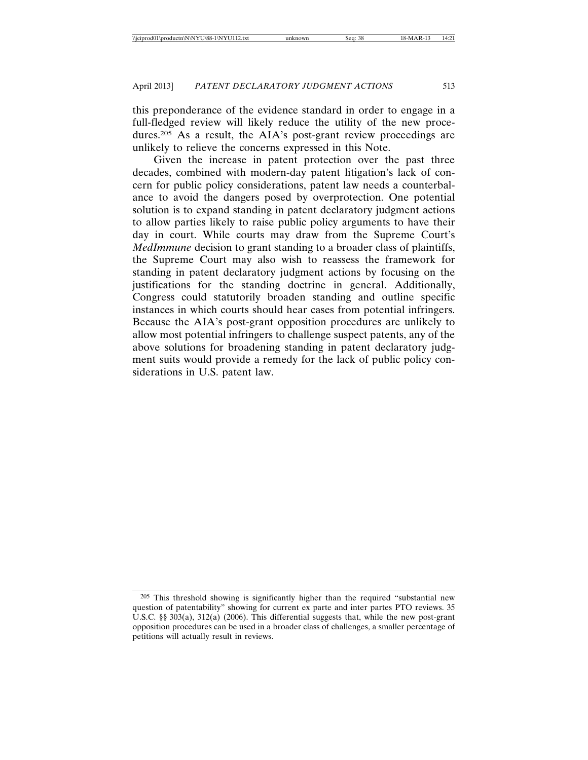this preponderance of the evidence standard in order to engage in a full-fledged review will likely reduce the utility of the new procedures.[205] As a result, the AIA's post-grant review proceedings are unlikely to relieve the concerns expressed in this Note.

Given the increase in patent protection over the past three decades, combined with modern-day patent litigation's lack of concern for public policy considerations, patent law needs a counterbalance to avoid the dangers posed by overprotection. One potential solution is to expand standing in patent declaratory judgment actions to allow parties likely to raise public policy arguments to have their day in court. While courts may draw from the Supreme Court's *MedImmune* decision to grant standing to a broader class of plaintiffs, the Supreme Court may also wish to reassess the framework for standing in patent declaratory judgment actions by focusing on the justifications for the standing doctrine in general. Additionally, Congress could statutorily broaden standing and outline specific instances in which courts should hear cases from potential infringers. Because the AIA's post-grant opposition procedures are unlikely to allow most potential infringers to challenge suspect patents, any of the above solutions for broadening standing in patent declaratory judgment suits would provide a remedy for the lack of public policy considerations in U.S. patent law.

---

[205] This threshold showing is significantly higher than the required "substantial new question of patentability" showing for current ex parte and inter partes PTO reviews. 35 U.S.C. §§ 303(a), 312(a) (2006). This differential suggests that, while the new post-grant opposition procedures can be used in a broader class of challenges, a smaller percentage of petitions will actually result in reviews.